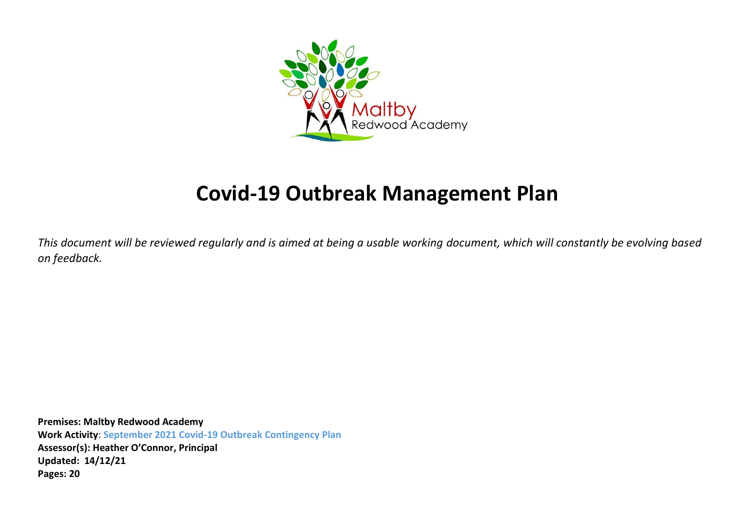# Covid-19 Outbreak Management Plan

*This document will be reviewed regularly and is aimed at being a usable working document, which will constantly be evolving based on feedback.*

**Premises: Maltby Redwood Academy**
**Work Activity**: **September 2021 Covid-19 Outbreak Contingency Plan**
**Assessor(s): Heather O'Connor, Principal**
**Updated: 14/12/21**
**Pages: 20**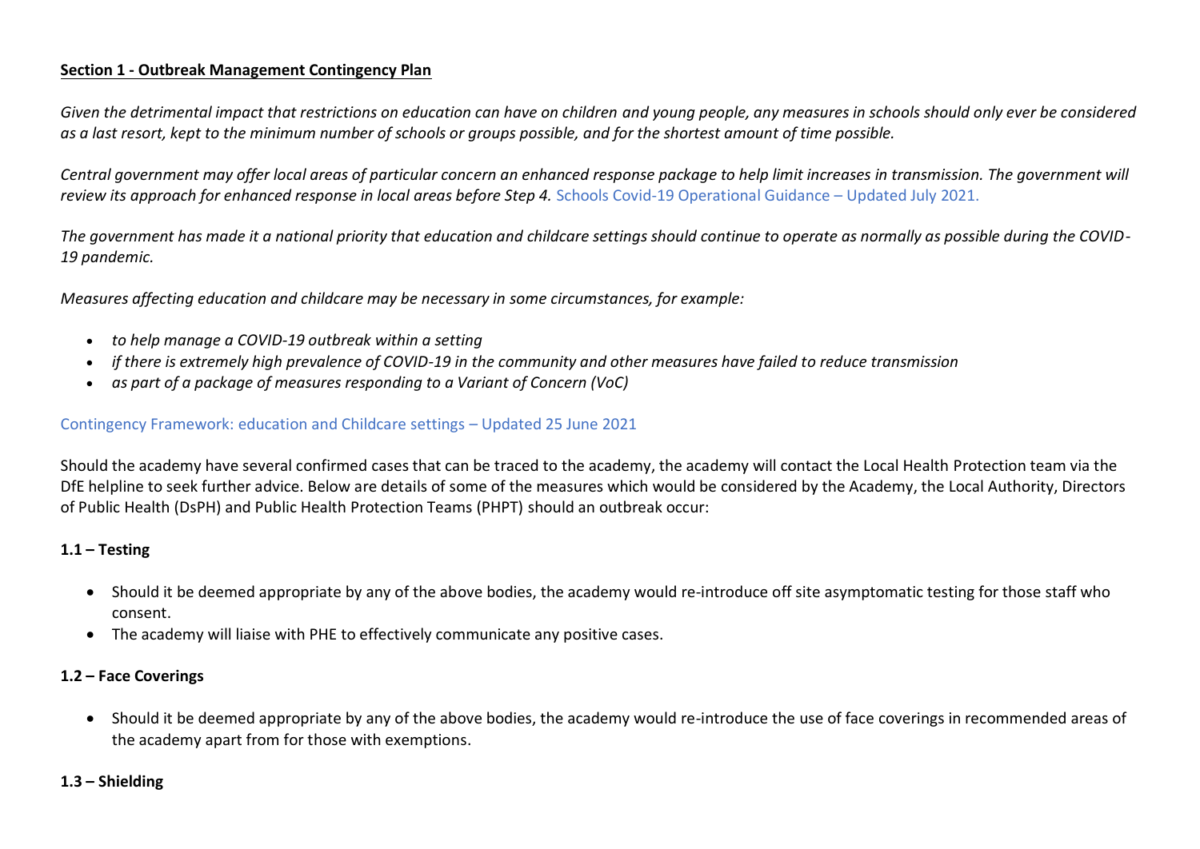**Section 1 - Outbreak Management Contingency Plan**

*Given the detrimental impact that restrictions on education can have on children and young people, any measures in schools should only ever be considered as a last resort, kept to the minimum number of schools or groups possible, and for the shortest amount of time possible.*

*Central government may offer local areas of particular concern an enhanced response package to help limit increases in transmission. The government will review its approach for enhanced response in local areas before Step 4.* Schools Covid-19 Operational Guidance – Updated July 2021.

*The government has made it a national priority that education and childcare settings should continue to operate as normally as possible during the COVID-19 pandemic.*

*Measures affecting education and childcare may be necessary in some circumstances, for example:*

- *to help manage a COVID-19 outbreak within a setting*
- *if there is extremely high prevalence of COVID-19 in the community and other measures have failed to reduce transmission*
- *as part of a package of measures responding to a Variant of Concern (VoC)*

Contingency Framework: education and Childcare settings – Updated 25 June 2021

Should the academy have several confirmed cases that can be traced to the academy, the academy will contact the Local Health Protection team via the DfE helpline to seek further advice. Below are details of some of the measures which would be considered by the Academy, the Local Authority, Directors of Public Health (DsPH) and Public Health Protection Teams (PHPT) should an outbreak occur:

**1.1 – Testing**

- Should it be deemed appropriate by any of the above bodies, the academy would re-introduce off site asymptomatic testing for those staff who consent.
- The academy will liaise with PHE to effectively communicate any positive cases.

**1.2 – Face Coverings**

- Should it be deemed appropriate by any of the above bodies, the academy would re-introduce the use of face coverings in recommended areas of the academy apart from for those with exemptions.

**1.3 – Shielding**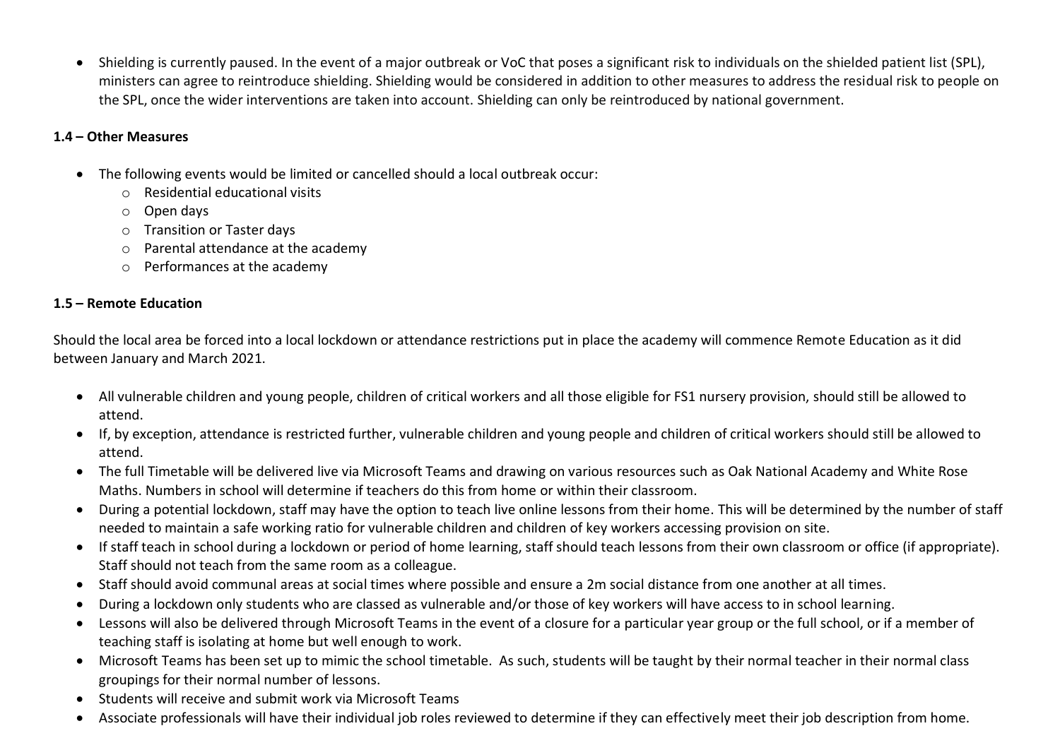- Shielding is currently paused. In the event of a major outbreak or VoC that poses a significant risk to individuals on the shielded patient list (SPL), ministers can agree to reintroduce shielding. Shielding would be considered in addition to other measures to address the residual risk to people on the SPL, once the wider interventions are taken into account. Shielding can only be reintroduced by national government.

**1.4 – Other Measures**

- The following events would be limited or cancelled should a local outbreak occur:
  - Residential educational visits
  - Open days
  - Transition or Taster days
  - Parental attendance at the academy
  - Performances at the academy

**1.5 – Remote Education**

Should the local area be forced into a local lockdown or attendance restrictions put in place the academy will commence Remote Education as it did between January and March 2021.

- All vulnerable children and young people, children of critical workers and all those eligible for FS1 nursery provision, should still be allowed to attend.
- If, by exception, attendance is restricted further, vulnerable children and young people and children of critical workers should still be allowed to attend.
- The full Timetable will be delivered live via Microsoft Teams and drawing on various resources such as Oak National Academy and White Rose Maths. Numbers in school will determine if teachers do this from home or within their classroom.
- During a potential lockdown, staff may have the option to teach live online lessons from their home. This will be determined by the number of staff needed to maintain a safe working ratio for vulnerable children and children of key workers accessing provision on site.
- If staff teach in school during a lockdown or period of home learning, staff should teach lessons from their own classroom or office (if appropriate). Staff should not teach from the same room as a colleague.
- Staff should avoid communal areas at social times where possible and ensure a 2m social distance from one another at all times.
- During a lockdown only students who are classed as vulnerable and/or those of key workers will have access to in school learning.
- Lessons will also be delivered through Microsoft Teams in the event of a closure for a particular year group or the full school, or if a member of teaching staff is isolating at home but well enough to work.
- Microsoft Teams has been set up to mimic the school timetable. As such, students will be taught by their normal teacher in their normal class groupings for their normal number of lessons.
- Students will receive and submit work via Microsoft Teams
- Associate professionals will have their individual job roles reviewed to determine if they can effectively meet their job description from home.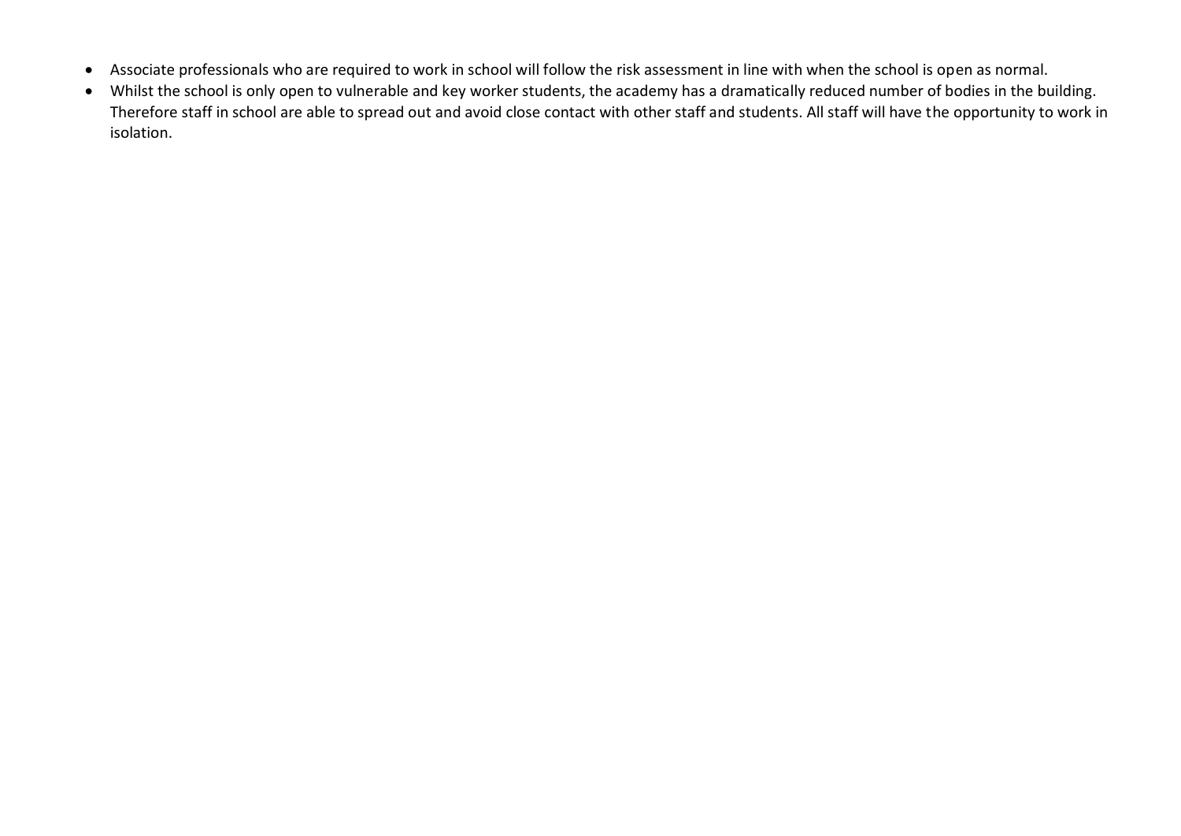- Associate professionals who are required to work in school will follow the risk assessment in line with when the school is open as normal.
- Whilst the school is only open to vulnerable and key worker students, the academy has a dramatically reduced number of bodies in the building. Therefore staff in school are able to spread out and avoid close contact with other staff and students. All staff will have the opportunity to work in isolation.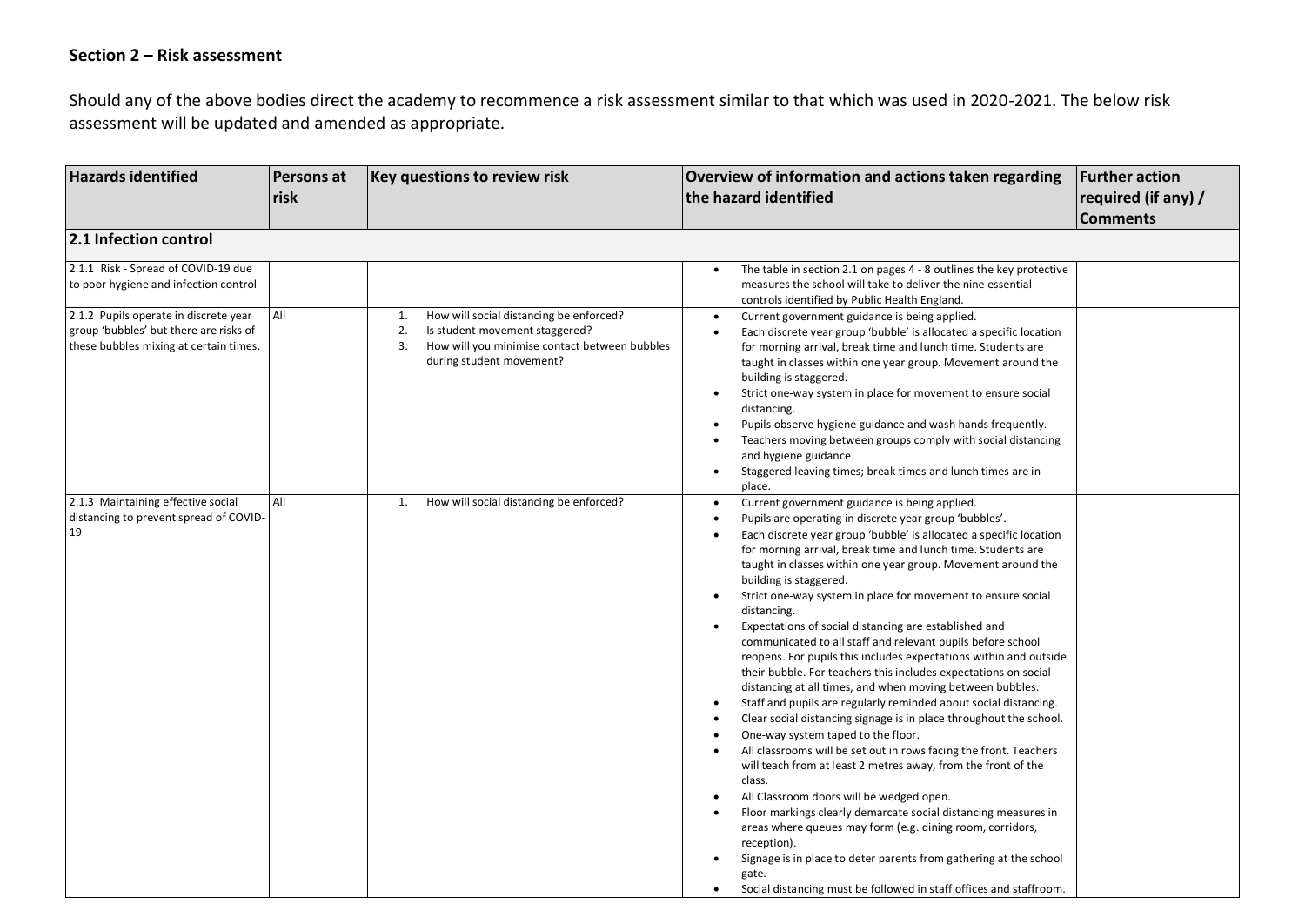**Section 2 – Risk assessment**

Should any of the above bodies direct the academy to recommence a risk assessment similar to that which was used in 2020-2021. The below risk assessment will be updated and amended as appropriate.

| Hazards identified | Persons at risk | Key questions to review risk | Overview of information and actions taken regarding the hazard identified | Further action required (if any) / Comments |
|---|---|---|---|---|
| **2.1 Infection control** | | | | |
| 2.1.1 Risk - Spread of COVID-19 due to poor hygiene and infection control | | | • The table in section 2.1 on pages 4 - 8 outlines the key protective measures the school will take to deliver the nine essential controls identified by Public Health England. | |
| 2.1.2 Pupils operate in discrete year group 'bubbles' but there are risks of these bubbles mixing at certain times. | All | 1. How will social distancing be enforced?<br>2. Is student movement staggered?<br>3. How will you minimise contact between bubbles during student movement? | • Current government guidance is being applied.<br>• Each discrete year group 'bubble' is allocated a specific location for morning arrival, break time and lunch time. Students are taught in classes within one year group. Movement around the building is staggered.<br>• Strict one-way system in place for movement to ensure social distancing.<br>• Pupils observe hygiene guidance and wash hands frequently.<br>• Teachers moving between groups comply with social distancing and hygiene guidance.<br>• Staggered leaving times; break times and lunch times are in place. | |
| 2.1.3 Maintaining effective social distancing to prevent spread of COVID-19 | All | 1. How will social distancing be enforced? | • Current government guidance is being applied.<br>• Pupils are operating in discrete year group 'bubbles'.<br>• Each discrete year group 'bubble' is allocated a specific location for morning arrival, break time and lunch time. Students are taught in classes within one year group. Movement around the building is staggered.<br>• Strict one-way system in place for movement to ensure social distancing.<br>• Expectations of social distancing are established and communicated to all staff and relevant pupils before school reopens. For pupils this includes expectations within and outside their bubble. For teachers this includes expectations on social distancing at all times, and when moving between bubbles.<br>• Staff and pupils are regularly reminded about social distancing.<br>• Clear social distancing signage is in place throughout the school.<br>• One-way system taped to the floor.<br>• All classrooms will be set out in rows facing the front. Teachers will teach from at least 2 metres away, from the front of the class.<br>• All Classroom doors will be wedged open.<br>• Floor markings clearly demarcate social distancing measures in areas where queues may form (e.g. dining room, corridors, reception).<br>• Signage is in place to deter parents from gathering at the school gate.<br>• Social distancing must be followed in staff offices and staffroom. | |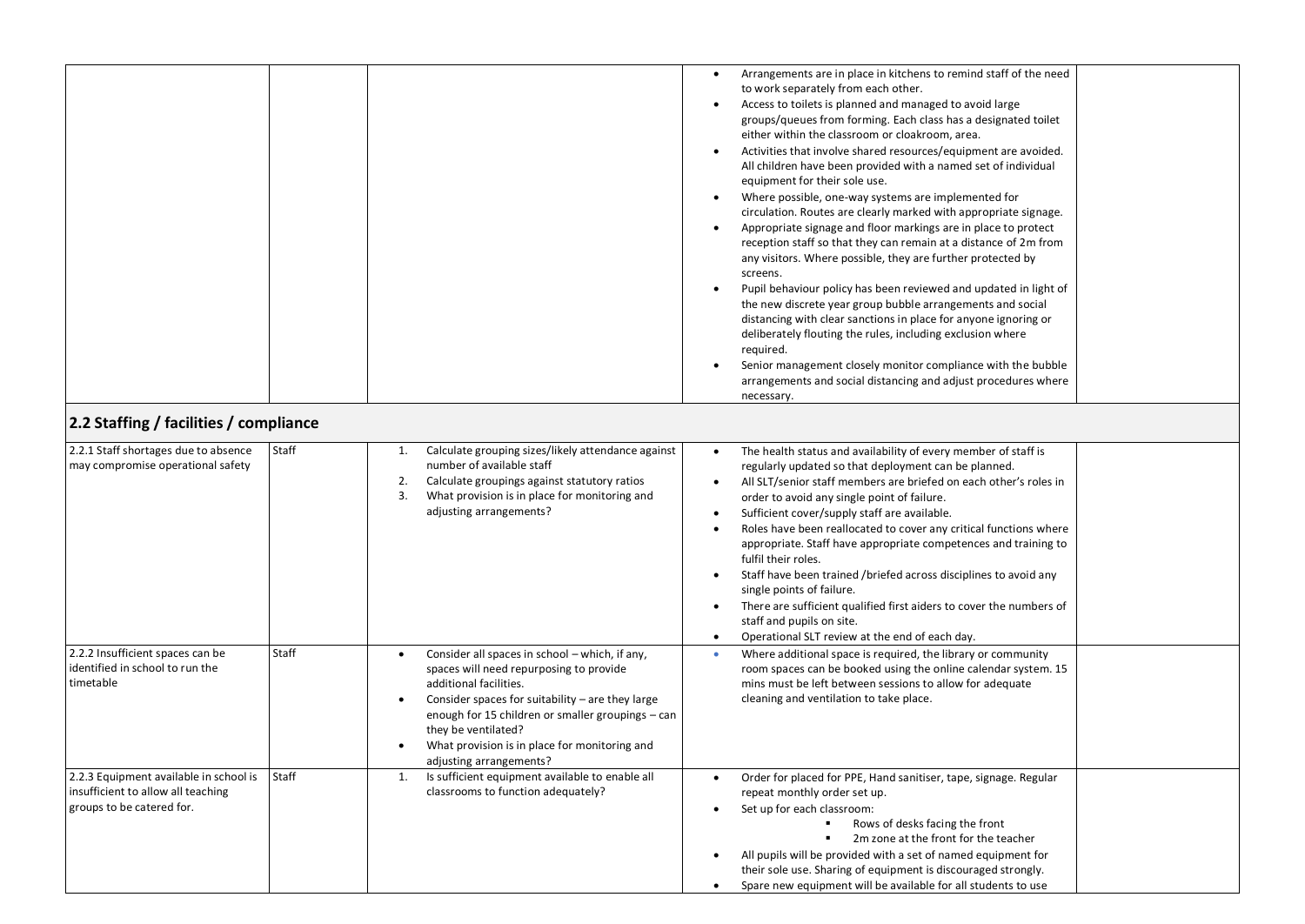| | | | | |
|---|---|---|---|---|
| | | | • Arrangements are in place in kitchens to remind staff of the need to work separately from each other.<br>• Access to toilets is planned and managed to avoid large groups/queues from forming. Each class has a designated toilet either within the classroom or cloakroom, area.<br>• Activities that involve shared resources/equipment are avoided. All children have been provided with a named set of individual equipment for their sole use.<br>• Where possible, one-way systems are implemented for circulation. Routes are clearly marked with appropriate signage.<br>• Appropriate signage and floor markings are in place to protect reception staff so that they can remain at a distance of 2m from any visitors. Where possible, they are further protected by screens.<br>• Pupil behaviour policy has been reviewed and updated in light of the new discrete year group bubble arrangements and social distancing with clear sanctions in place for anyone ignoring or deliberately flouting the rules, including exclusion where required.<br>• Senior management closely monitor compliance with the bubble arrangements and social distancing and adjust procedures where necessary. | |

## 2.2 Staffing / facilities / compliance

| | | | | |
|---|---|---|---|---|
| 2.2.1 Staff shortages due to absence may compromise operational safety | Staff | 1. Calculate grouping sizes/likely attendance against number of available staff<br>2. Calculate groupings against statutory ratios<br>3. What provision is in place for monitoring and adjusting arrangements? | • The health status and availability of every member of staff is regularly updated so that deployment can be planned.<br>• All SLT/senior staff members are briefed on each other's roles in order to avoid any single point of failure.<br>• Sufficient cover/supply staff are available.<br>• Roles have been reallocated to cover any critical functions where appropriate. Staff have appropriate competences and training to fulfil their roles.<br>• Staff have been trained /briefed across disciplines to avoid any single points of failure.<br>• There are sufficient qualified first aiders to cover the numbers of staff and pupils on site.<br>• Operational SLT review at the end of each day. | |
| 2.2.2 Insufficient spaces can be identified in school to run the timetable | Staff | • Consider all spaces in school – which, if any, spaces will need repurposing to provide additional facilities.<br>• Consider spaces for suitability – are they large enough for 15 children or smaller groupings – can they be ventilated?<br>• What provision is in place for monitoring and adjusting arrangements? | • Where additional space is required, the library or community room spaces can be booked using the online calendar system. 15 mins must be left between sessions to allow for adequate cleaning and ventilation to take place. | |
| 2.2.3 Equipment available in school is insufficient to allow all teaching groups to be catered for. | Staff | 1. Is sufficient equipment available to enable all classrooms to function adequately? | • Order for placed for PPE, Hand sanitiser, tape, signage. Regular repeat monthly order set up.<br>• Set up for each classroom:<br>    ▪ Rows of desks facing the front<br>    ▪ 2m zone at the front for the teacher<br>• All pupils will be provided with a set of named equipment for their sole use. Sharing of equipment is discouraged strongly.<br>• Spare new equipment will be available for all students to use | |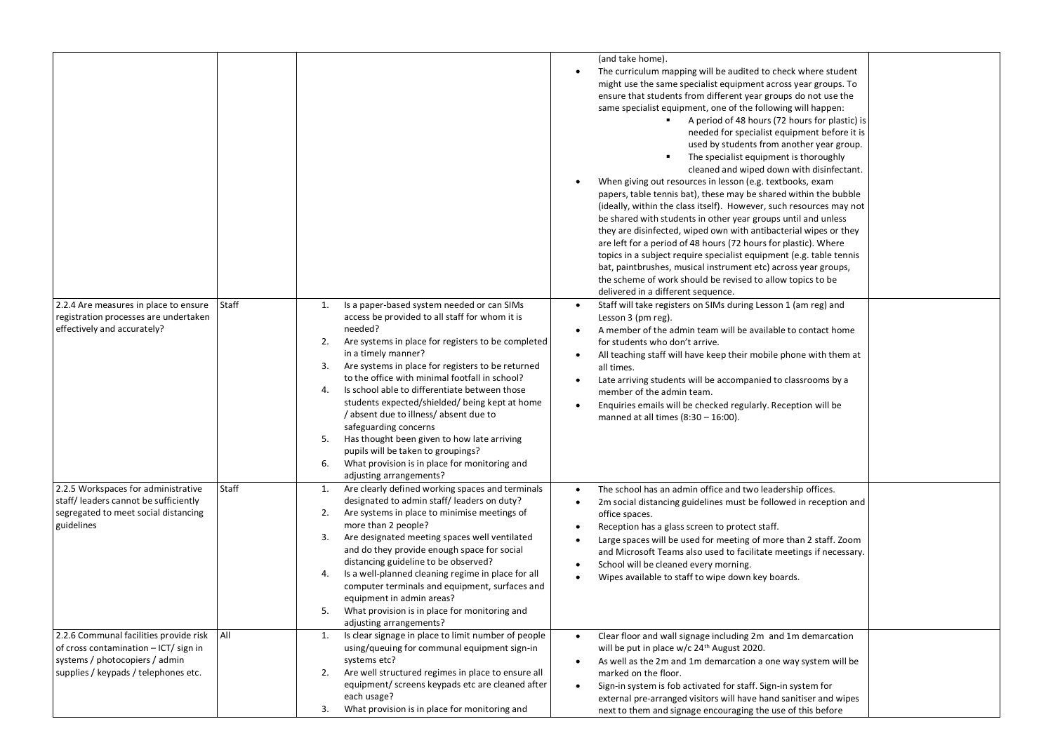| | | | | |
|---|---|---|---|---|
| | | | (and take home).<br>• The curriculum mapping will be audited to check where student might use the same specialist equipment across year groups. To ensure that students from different year groups do not use the same specialist equipment, one of the following will happen:<br>▪ A period of 48 hours (72 hours for plastic) is needed for specialist equipment before it is used by students from another year group.<br>▪ The specialist equipment is thoroughly cleaned and wiped down with disinfectant.<br>• When giving out resources in lesson (e.g. textbooks, exam papers, table tennis bat), these may be shared within the bubble (ideally, within the class itself). However, such resources may not be shared with students in other year groups until and unless they are disinfected, wiped own with antibacterial wipes or they are left for a period of 48 hours (72 hours for plastic). Where topics in a subject require specialist equipment (e.g. table tennis bat, paintbrushes, musical instrument etc) across year groups, the scheme of work should be revised to allow topics to be delivered in a different sequence. | |
| 2.2.4 Are measures in place to ensure registration processes are undertaken effectively and accurately? | Staff | 1. Is a paper-based system needed or can SIMs access be provided to all staff for whom it is needed?<br>2. Are systems in place for registers to be completed in a timely manner?<br>3. Are systems in place for registers to be returned to the office with minimal footfall in school?<br>4. Is school able to differentiate between those students expected/shielded/ being kept at home / absent due to illness/ absent due to safeguarding concerns<br>5. Has thought been given to how late arriving pupils will be taken to groupings?<br>6. What provision is in place for monitoring and adjusting arrangements? | • Staff will take registers on SIMs during Lesson 1 (am reg) and Lesson 3 (pm reg).<br>• A member of the admin team will be available to contact home for students who don't arrive.<br>• All teaching staff will have keep their mobile phone with them at all times.<br>• Late arriving students will be accompanied to classrooms by a member of the admin team.<br>• Enquiries emails will be checked regularly. Reception will be manned at all times (8:30 – 16:00). | |
| 2.2.5 Workspaces for administrative staff/ leaders cannot be sufficiently segregated to meet social distancing guidelines | Staff | 1. Are clearly defined working spaces and terminals designated to admin staff/ leaders on duty?<br>2. Are systems in place to minimise meetings of more than 2 people?<br>3. Are designated meeting spaces well ventilated and do they provide enough space for social distancing guideline to be observed?<br>4. Is a well-planned cleaning regime in place for all computer terminals and equipment, surfaces and equipment in admin areas?<br>5. What provision is in place for monitoring and adjusting arrangements? | • The school has an admin office and two leadership offices.<br>• 2m social distancing guidelines must be followed in reception and office spaces.<br>• Reception has a glass screen to protect staff.<br>• Large spaces will be used for meeting of more than 2 staff. Zoom and Microsoft Teams also used to facilitate meetings if necessary.<br>• School will be cleaned every morning.<br>• Wipes available to staff to wipe down key boards. | |
| 2.2.6 Communal facilities provide risk of cross contamination – ICT/ sign in systems / photocopiers / admin supplies / keypads / telephones etc. | All | 1. Is clear signage in place to limit number of people using/queuing for communal equipment sign-in systems etc?<br>2. Are well structured regimes in place to ensure all equipment/ screens keypads etc are cleaned after each usage?<br>3. What provision is in place for monitoring and | • Clear floor and wall signage including 2m and 1m demarcation will be put in place w/c 24th August 2020.<br>• As well as the 2m and 1m demarcation a one way system will be marked on the floor.<br>• Sign-in system is fob activated for staff. Sign-in system for external pre-arranged visitors will have hand sanitiser and wipes next to them and signage encouraging the use of this before | |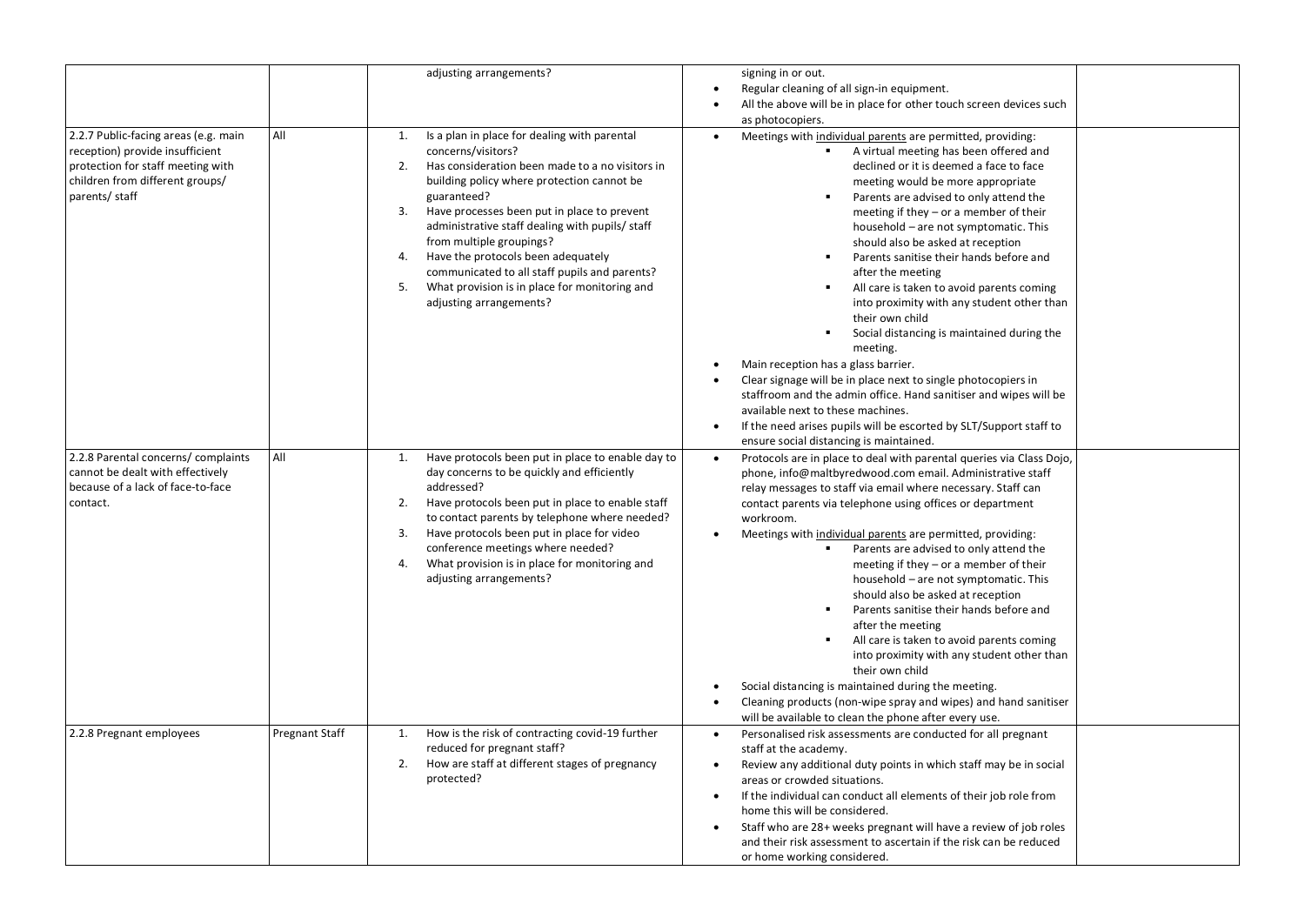| | | | | |
|---|---|---|---|---|
| | | adjusting arrangements? | signing in or out.<br>• Regular cleaning of all sign-in equipment.<br>• All the above will be in place for other touch screen devices such as photocopiers. | |
| 2.2.7 Public-facing areas (e.g. main reception) provide insufficient protection for staff meeting with children from different groups/ parents/ staff | All | 1. Is a plan in place for dealing with parental concerns/visitors?<br>2. Has consideration been made to a no visitors in building policy where protection cannot be guaranteed?<br>3. Have processes been put in place to prevent administrative staff dealing with pupils/ staff from multiple groupings?<br>4. Have the protocols been adequately communicated to all staff pupils and parents?<br>5. What provision is in place for monitoring and adjusting arrangements? | • Meetings with individual parents are permitted, providing:<br>&nbsp;&nbsp;▪ A virtual meeting has been offered and declined or it is deemed a face to face meeting would be more appropriate<br>&nbsp;&nbsp;▪ Parents are advised to only attend the meeting if they – or a member of their household – are not symptomatic. This should also be asked at reception<br>&nbsp;&nbsp;▪ Parents sanitise their hands before and after the meeting<br>&nbsp;&nbsp;▪ All care is taken to avoid parents coming into proximity with any student other than their own child<br>&nbsp;&nbsp;▪ Social distancing is maintained during the meeting.<br>• Main reception has a glass barrier.<br>• Clear signage will be in place next to single photocopiers in staffroom and the admin office. Hand sanitiser and wipes will be available next to these machines.<br>• If the need arises pupils will be escorted by SLT/Support staff to ensure social distancing is maintained. | |
| 2.2.8 Parental concerns/ complaints cannot be dealt with effectively because of a lack of face-to-face contact. | All | 1. Have protocols been put in place to enable day to day concerns to be quickly and efficiently addressed?<br>2. Have protocols been put in place to enable staff to contact parents by telephone where needed?<br>3. Have protocols been put in place for video conference meetings where needed?<br>4. What provision is in place for monitoring and adjusting arrangements? | • Protocols are in place to deal with parental queries via Class Dojo, phone, info@maltbyredwood.com email. Administrative staff relay messages to staff via email where necessary. Staff can contact parents via telephone using offices or department workroom.<br>• Meetings with individual parents are permitted, providing:<br>&nbsp;&nbsp;▪ Parents are advised to only attend the meeting if they – or a member of their household – are not symptomatic. This should also be asked at reception<br>&nbsp;&nbsp;▪ Parents sanitise their hands before and after the meeting<br>&nbsp;&nbsp;▪ All care is taken to avoid parents coming into proximity with any student other than their own child<br>• Social distancing is maintained during the meeting.<br>• Cleaning products (non-wipe spray and wipes) and hand sanitiser will be available to clean the phone after every use. | |
| 2.2.8 Pregnant employees | Pregnant Staff | 1. How is the risk of contracting covid-19 further reduced for pregnant staff?<br>2. How are staff at different stages of pregnancy protected? | • Personalised risk assessments are conducted for all pregnant staff at the academy.<br>• Review any additional duty points in which staff may be in social areas or crowded situations.<br>• If the individual can conduct all elements of their job role from home this will be considered.<br>• Staff who are 28+ weeks pregnant will have a review of job roles and their risk assessment to ascertain if the risk can be reduced or home working considered. | |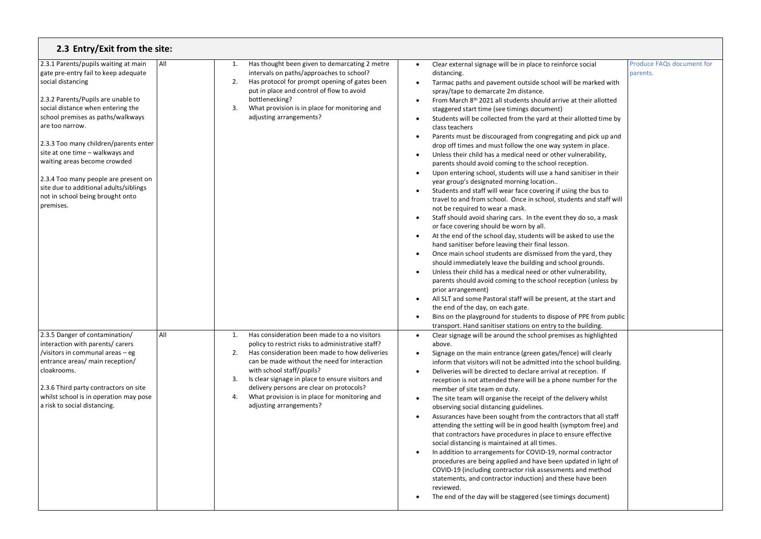## 2.3 Entry/Exit from the site:

| | | | | |
|---|---|---|---|---|
| 2.3.1 Parents/pupils waiting at main gate pre-entry fail to keep adequate social distancing<br><br>2.3.2 Parents/Pupils are unable to social distance when entering the school premises as paths/walkways are too narrow.<br><br>2.3.3 Too many children/parents enter site at one time – walkways and waiting areas become crowded<br><br>2.3.4 Too many people are present on site due to additional adults/siblings not in school being brought onto premises. | All | 1. Has thought been given to demarcating 2 metre intervals on paths/approaches to school?<br>2. Has protocol for prompt opening of gates been put in place and control of flow to avoid bottlenecking?<br>3. What provision is in place for monitoring and adjusting arrangements? | • Clear external signage will be in place to reinforce social distancing.<br>• Tarmac paths and pavement outside school will be marked with spray/tape to demarcate 2m distance.<br>• From March 8th 2021 all students should arrive at their allotted staggered start time (see timings document)<br>• Students will be collected from the yard at their allotted time by class teachers<br>• Parents must be discouraged from congregating and pick up and drop off times and must follow the one way system in place.<br>• Unless their child has a medical need or other vulnerability, parents should avoid coming to the school reception.<br>• Upon entering school, students will use a hand sanitiser in their year group's designated morning location..<br>• Students and staff will wear face covering if using the bus to travel to and from school. Once in school, students and staff will not be required to wear a mask.<br>• Staff should avoid sharing cars. In the event they do so, a mask or face covering should be worn by all.<br>• At the end of the school day, students will be asked to use the hand sanitiser before leaving their final lesson.<br>• Once main school students are dismissed from the yard, they should immediately leave the building and school grounds.<br>• Unless their child has a medical need or other vulnerability, parents should avoid coming to the school reception (unless by prior arrangement)<br>• All SLT and some Pastoral staff will be present, at the start and the end of the day, on each gate.<br>• Bins on the playground for students to dispose of PPE from public transport. Hand sanitiser stations on entry to the building. | Produce FAQs document for parents. |
| 2.3.5 Danger of contamination/ interaction with parents/ carers /visitors in communal areas – eg entrance areas/ main reception/ cloakrooms.<br><br>2.3.6 Third party contractors on site whilst school is in operation may pose a risk to social distancing. | All | 1. Has consideration been made to a no visitors policy to restrict risks to administrative staff?<br>2. Has consideration been made to how deliveries can be made without the need for interaction with school staff/pupils?<br>3. Is clear signage in place to ensure visitors and delivery persons are clear on protocols?<br>4. What provision is in place for monitoring and adjusting arrangements? | • Clear signage will be around the school premises as highlighted above.<br>• Signage on the main entrance (green gates/fence) will clearly inform that visitors will not be admitted into the school building.<br>• Deliveries will be directed to declare arrival at reception. If reception is not attended there will be a phone number for the member of site team on duty.<br>• The site team will organise the receipt of the delivery whilst observing social distancing guidelines.<br>• Assurances have been sought from the contractors that all staff attending the setting will be in good health (symptom free) and that contractors have procedures in place to ensure effective social distancing is maintained at all times.<br>• In addition to arrangements for COVID-19, normal contractor procedures are being applied and have been updated in light of COVID-19 (including contractor risk assessments and method statements, and contractor induction) and these have been reviewed.<br>• The end of the day will be staggered (see timings document) | |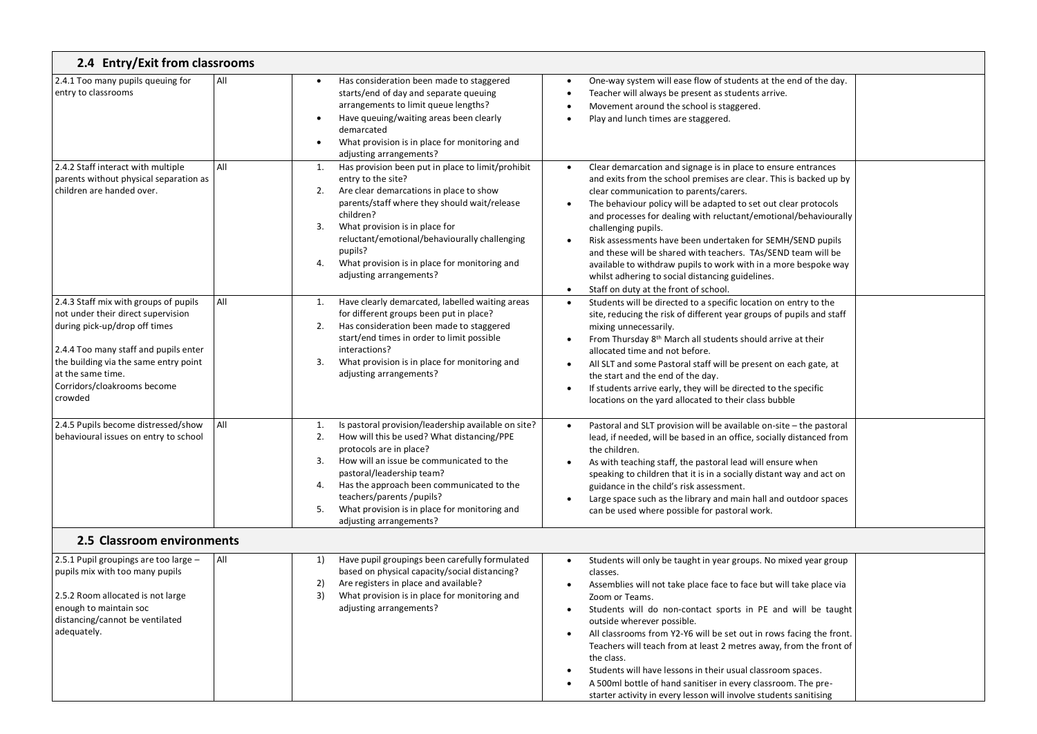## 2.4 Entry/Exit from classrooms

| | | | | |
|---|---|---|---|---|
| 2.4.1 Too many pupils queuing for entry to classrooms | All | • Has consideration been made to staggered starts/end of day and separate queuing arrangements to limit queue lengths?<br>• Have queuing/waiting areas been clearly demarcated<br>• What provision is in place for monitoring and adjusting arrangements? | • One-way system will ease flow of students at the end of the day.<br>• Teacher will always be present as students arrive.<br>• Movement around the school is staggered.<br>• Play and lunch times are staggered. | |
| 2.4.2 Staff interact with multiple parents without physical separation as children are handed over. | All | 1. Has provision been put in place to limit/prohibit entry to the site?<br>2. Are clear demarcations in place to show parents/staff where they should wait/release children?<br>3. What provision is in place for reluctant/emotional/behaviourally challenging pupils?<br>4. What provision is in place for monitoring and adjusting arrangements? | • Clear demarcation and signage is in place to ensure entrances and exits from the school premises are clear. This is backed up by clear communication to parents/carers.<br>• The behaviour policy will be adapted to set out clear protocols and processes for dealing with reluctant/emotional/behaviourally challenging pupils.<br>• Risk assessments have been undertaken for SEMH/SEND pupils and these will be shared with teachers. TAs/SEND team will be available to withdraw pupils to work with in a more bespoke way whilst adhering to social distancing guidelines.<br>• Staff on duty at the front of school. | |
| 2.4.3 Staff mix with groups of pupils not under their direct supervision during pick-up/drop off times<br><br>2.4.4 Too many staff and pupils enter the building via the same entry point at the same time. Corridors/cloakrooms become crowded | All | 1. Have clearly demarcated, labelled waiting areas for different groups been put in place?<br>2. Has consideration been made to staggered start/end times in order to limit possible interactions?<br>3. What provision is in place for monitoring and adjusting arrangements? | • Students will be directed to a specific location on entry to the site, reducing the risk of different year groups of pupils and staff mixing unnecessarily.<br>• From Thursday 8th March all students should arrive at their allocated time and not before.<br>• All SLT and some Pastoral staff will be present on each gate, at the start and the end of the day.<br>• If students arrive early, they will be directed to the specific locations on the yard allocated to their class bubble | |
| 2.4.5 Pupils become distressed/show behavioural issues on entry to school | All | 1. Is pastoral provision/leadership available on site?<br>2. How will this be used? What distancing/PPE protocols are in place?<br>3. How will an issue be communicated to the pastoral/leadership team?<br>4. Has the approach been communicated to the teachers/parents /pupils?<br>5. What provision is in place for monitoring and adjusting arrangements? | • Pastoral and SLT provision will be available on-site – the pastoral lead, if needed, will be based in an office, socially distanced from the children.<br>• As with teaching staff, the pastoral lead will ensure when speaking to children that it is in a socially distant way and act on guidance in the child's risk assessment.<br>• Large space such as the library and main hall and outdoor spaces can be used where possible for pastoral work. | |

## 2.5 Classroom environments

| | | | | |
|---|---|---|---|---|
| 2.5.1 Pupil groupings are too large – pupils mix with too many pupils<br><br>2.5.2 Room allocated is not large enough to maintain soc distancing/cannot be ventilated adequately. | All | 1) Have pupil groupings been carefully formulated based on physical capacity/social distancing?<br>2) Are registers in place and available?<br>3) What provision is in place for monitoring and adjusting arrangements? | • Students will only be taught in year groups. No mixed year group classes.<br>• Assemblies will not take place face to face but will take place via Zoom or Teams.<br>• Students will do non-contact sports in PE and will be taught outside wherever possible.<br>• All classrooms from Y2-Y6 will be set out in rows facing the front. Teachers will teach from at least 2 metres away, from the front of the class.<br>• Students will have lessons in their usual classroom spaces.<br>• A 500ml bottle of hand sanitiser in every classroom. The pre-starter activity in every lesson will involve students sanitising | |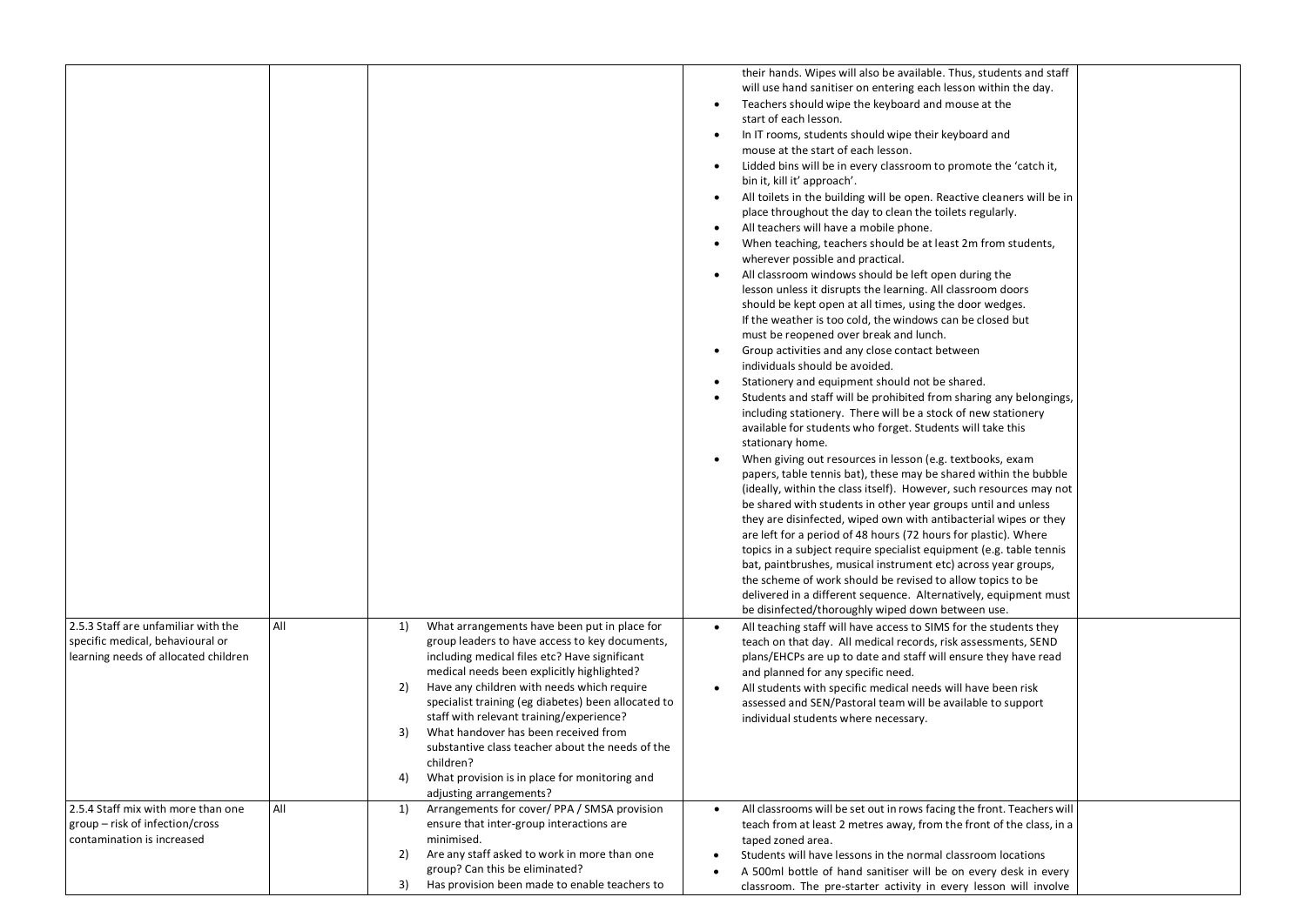| | | | | |
|---|---|---|---|---|
| | | | their hands. Wipes will also be available. Thus, students and staff will use hand sanitiser on entering each lesson within the day.<br>• Teachers should wipe the keyboard and mouse at the start of each lesson.<br>• In IT rooms, students should wipe their keyboard and mouse at the start of each lesson.<br>• Lidded bins will be in every classroom to promote the 'catch it, bin it, kill it' approach'.<br>• All toilets in the building will be open. Reactive cleaners will be in place throughout the day to clean the toilets regularly.<br>• All teachers will have a mobile phone.<br>• When teaching, teachers should be at least 2m from students, wherever possible and practical.<br>• All classroom windows should be left open during the lesson unless it disrupts the learning. All classroom doors should be kept open at all times, using the door wedges. If the weather is too cold, the windows can be closed but must be reopened over break and lunch.<br>• Group activities and any close contact between individuals should be avoided.<br>• Stationery and equipment should not be shared.<br>• Students and staff will be prohibited from sharing any belongings, including stationery. There will be a stock of new stationery available for students who forget. Students will take this stationary home.<br>• When giving out resources in lesson (e.g. textbooks, exam papers, table tennis bat), these may be shared within the bubble (ideally, within the class itself). However, such resources may not be shared with students in other year groups until and unless they are disinfected, wiped own with antibacterial wipes or they are left for a period of 48 hours (72 hours for plastic). Where topics in a subject require specialist equipment (e.g. table tennis bat, paintbrushes, musical instrument etc) across year groups, the scheme of work should be revised to allow topics to be delivered in a different sequence. Alternatively, equipment must be disinfected/thoroughly wiped down between use. | |
| 2.5.3 Staff are unfamiliar with the specific medical, behaviouiral or learning needs of allocated children | All | 1) What arrangements have been put in place for group leaders to have access to key documents, including medical files etc? Have significant medical needs been explicitly highlighted?<br>2) Have any children with needs which require specialist training (eg diabetes) been allocated to staff with relevant training/experience?<br>3) What handover has been received from substantive class teacher about the needs of the children?<br>4) What provision is in place for monitoring and adjusting arrangements? | • All teaching staff will have access to SIMS for the students they teach on that day. All medical records, risk assessments, SEND plans/EHCPs are up to date and staff will ensure they have read and planned for any specific need.<br>• All students with specific medical needs will have been risk assessed and SEN/Pastoral team will be available to support individual students where necessary. | |
| 2.5.4 Staff mix with more than one group – risk of infection/cross contamination is increased | All | 1) Arrangements for cover/ PPA / SMSA provision ensure that inter-group interactions are minimised.<br>2) Are any staff asked to work in more than one group? Can this be eliminated?<br>3) Has provision been made to enable teachers to | • All classrooms will be set out in rows facing the front. Teachers will teach from at least 2 metres away, from the front of the class, in a taped zoned area.<br>• Students will have lessons in the normal classroom locations<br>• A 500ml bottle of hand sanitiser will be on every desk in every classroom. The pre-starter activity in every lesson will involve | |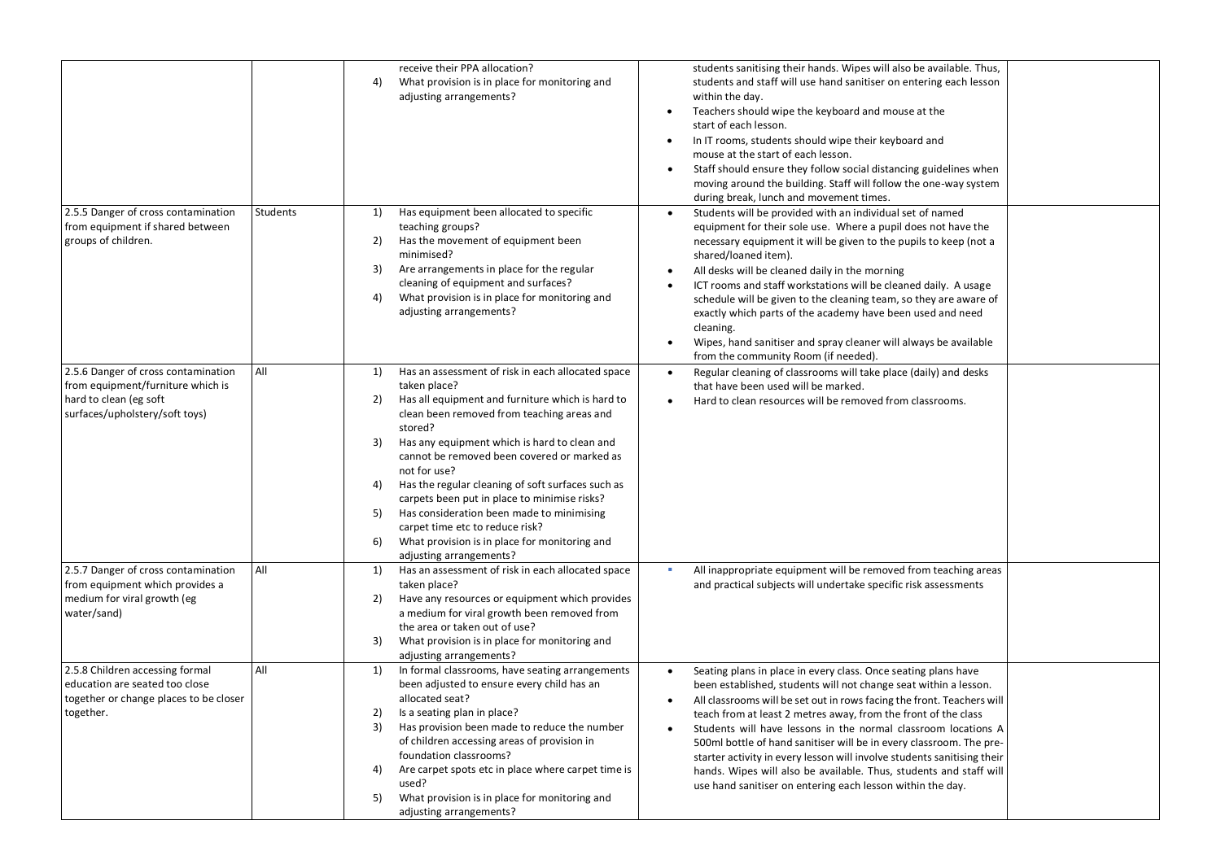| | | | | |
|---|---|---|---|---|
| | | receive their PPA allocation?<br>4) What provision is in place for monitoring and adjusting arrangements? | students sanitising their hands. Wipes will also be available. Thus, students and staff will use hand sanitiser on entering each lesson within the day.<br>• Teachers should wipe the keyboard and mouse at the start of each lesson.<br>• In IT rooms, students should wipe their keyboard and mouse at the start of each lesson.<br>• Staff should ensure they follow social distancing guidelines when moving around the building. Staff will follow the one-way system during break, lunch and movement times. | |
| 2.5.5 Danger of cross contamination from equipment if shared between groups of children. | Students | 1) Has equipment been allocated to specific teaching groups?<br>2) Has the movement of equipment been minimised?<br>3) Are arrangements in place for the regular cleaning of equipment and surfaces?<br>4) What provision is in place for monitoring and adjusting arrangements? | • Students will be provided with an individual set of named equipment for their sole use. Where a pupil does not have the necessary equipment it will be given to the pupils to keep (not a shared/loaned item).<br>• All desks will be cleaned daily in the morning<br>• ICT rooms and staff workstations will be cleaned daily. A usage schedule will be given to the cleaning team, so they are aware of exactly which parts of the academy have been used and need cleaning.<br>• Wipes, hand sanitiser and spray cleaner will always be available from the community Room (if needed). | |
| 2.5.6 Danger of cross contamination from equipment/furniture which is hard to clean (eg soft surfaces/upholstery/soft toys) | All | 1) Has an assessment of risk in each allocated space taken place?<br>2) Has all equipment and furniture which is hard to clean been removed from teaching areas and stored?<br>3) Has any equipment which is hard to clean and cannot be removed been covered or marked as not for use?<br>4) Has the regular cleaning of soft surfaces such as carpets been put in place to minimise risks?<br>5) Has consideration been made to minimising carpet time etc to reduce risk?<br>6) What provision is in place for monitoring and adjusting arrangements? | • Regular cleaning of classrooms will take place (daily) and desks that have been used will be marked.<br>• Hard to clean resources will be removed from classrooms. | |
| 2.5.7 Danger of cross contamination from equipment which provides a medium for viral growth (eg water/sand) | All | 1) Has an assessment of risk in each allocated space taken place?<br>2) Have any resources or equipment which provides a medium for viral growth been removed from the area or taken out of use?<br>3) What provision is in place for monitoring and adjusting arrangements? | • All inappropriate equipment will be removed from teaching areas and practical subjects will undertake specific risk assessments | |
| 2.5.8 Children accessing formal education are seated too close together or change places to be closer together. | All | 1) In formal classrooms, have seating arrangements been adjusted to ensure every child has an allocated seat?<br>2) Is a seating plan in place?<br>3) Has provision been made to reduce the number of children accessing areas of provision in foundation classrooms?<br>4) Are carpet spots etc in place where carpet time is used?<br>5) What provision is in place for monitoring and adjusting arrangements? | • Seating plans in place in every class. Once seating plans have been established, students will not change seat within a lesson.<br>• All classrooms will be set out in rows facing the front. Teachers will teach from at least 2 metres away, from the front of the class<br>• Students will have lessons in the normal classroom locations A 500ml bottle of hand sanitiser will be in every classroom. The pre-starter activity in every lesson will involve students sanitising their hands. Wipes will also be available. Thus, students and staff will use hand sanitiser on entering each lesson within the day. | |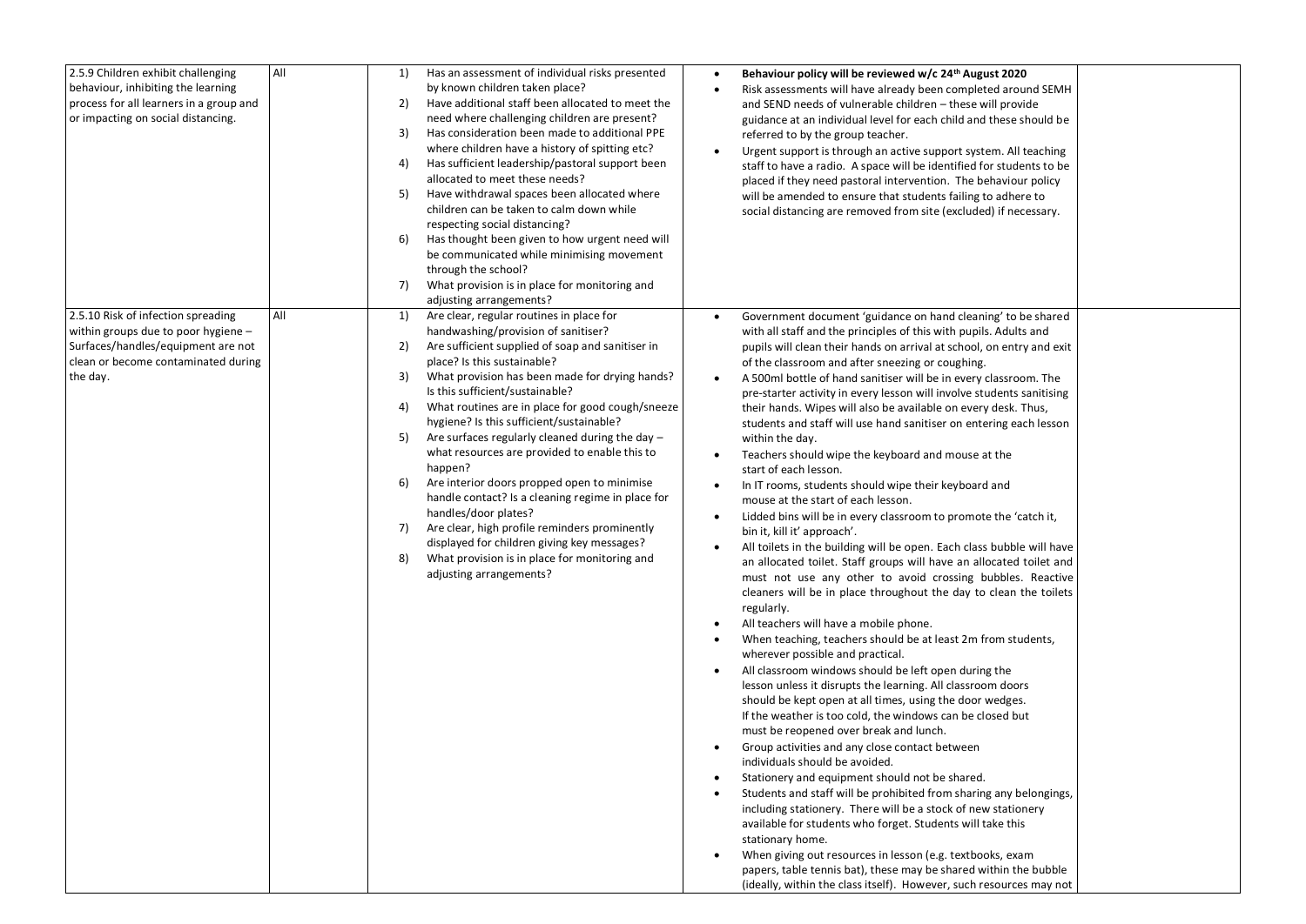| | | | | |
|---|---|---|---|---|
| 2.5.9 Children exhibit challenging behaviour, inhibiting the learning process for all learners in a group and or impacting on social distancing. | All | 1) Has an assessment of individual risks presented by known children taken place?<br>2) Have additional staff been allocated to meet the need where challenging children are present?<br>3) Has consideration been made to additional PPE where children have a history of spitting etc?<br>4) Has sufficient leadership/pastoral support been allocated to meet these needs?<br>5) Have withdrawal spaces been allocated where children can be taken to calm down while respecting social distancing?<br>6) Has thought been given to how urgent need will be communicated while minimising movement through the school?<br>7) What provision is in place for monitoring and adjusting arrangements? | • **Behaviour policy will be reviewed w/c 24th August 2020**<br>• Risk assessments will have already been completed around SEMH and SEND needs of vulnerable children – these will provide guidance at an individual level for each child and these should be referred to by the group teacher.<br>• Urgent support is through an active support system. All teaching staff to have a radio. A space will be identified for students to be placed if they need pastoral intervention. The behaviour policy will be amended to ensure that students failing to adhere to social distancing are removed from site (excluded) if necessary. | |
| 2.5.10 Risk of infection spreading within groups due to poor hygiene – Surfaces/handles/equipment are not clean or become contaminated during the day. | All | 1) Are clear, regular routines in place for handwashing/provision of sanitiser?<br>2) Are sufficient supplied of soap and sanitiser in place? Is this sustainable?<br>3) What provision has been made for drying hands? Is this sufficient/sustainable?<br>4) What routines are in place for good cough/sneeze hygiene? Is this sufficient/sustainable?<br>5) Are surfaces regularly cleaned during the day – what resources are provided to enable this to happen?<br>6) Are interior doors propped open to minimise handle contact? Is a cleaning regime in place for handles/door plates?<br>7) Are clear, high profile reminders prominently displayed for children giving key messages?<br>8) What provision is in place for monitoring and adjusting arrangements? | • Government document 'guidance on hand cleaning' to be shared with all staff and the principles of this with pupils. Adults and pupils will clean their hands on arrival at school, on entry and exit of the classroom and after sneezing or coughing.<br>• A 500ml bottle of hand sanitiser will be in every classroom. The pre-starter activity in every lesson will involve students sanitising their hands. Wipes will also be available on every desk. Thus, students and staff will use hand sanitiser on entering each lesson within the day.<br>• Teachers should wipe the keyboard and mouse at the start of each lesson.<br>• In IT rooms, students should wipe their keyboard and mouse at the start of each lesson.<br>• Lidded bins will be in every classroom to promote the 'catch it, bin it, kill it' approach'.<br>• All toilets in the building will be open. Each class bubble will have an allocated toilet. Staff groups will have an allocated toilet and must not use any other to avoid crossing bubbles. Reactive cleaners will be in place throughout the day to clean the toilets regularly.<br>• All teachers will have a mobile phone.<br>• When teaching, teachers should be at least 2m from students, wherever possible and practical.<br>• All classroom windows should be left open during the lesson unless it disrupts the learning. All classroom doors should be kept open at all times, using the door wedges. If the weather is too cold, the windows can be closed but must be reopened over break and lunch.<br>• Group activities and any close contact between individuals should be avoided.<br>• Stationery and equipment should not be shared.<br>• Students and staff will be prohibited from sharing any belongings, including stationery. There will be a stock of new stationery available for students who forget. Students will take this stationary home.<br>• When giving out resources in lesson (e.g. textbooks, exam papers, table tennis bat), these may be shared within the bubble (ideally, within the class itself). However, such resources may not | |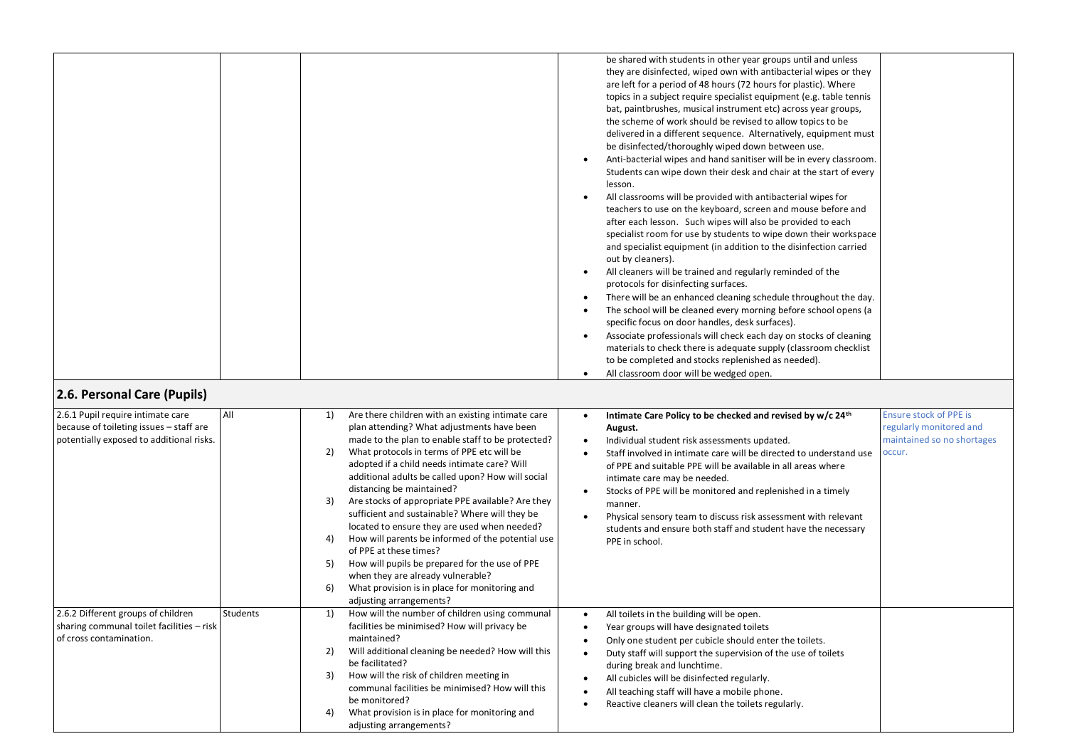| | | | | |
|---|---|---|---|---|
| | | | be shared with students in other year groups until and unless they are disinfected, wiped own with antibacterial wipes or they are left for a period of 48 hours (72 hours for plastic). Where topics in a subject require specialist equipment (e.g. table tennis bat, paintbrushes, musical instrument etc) across year groups, the scheme of work should be revised to allow topics to be delivered in a different sequence. Alternatively, equipment must be disinfected/thoroughly wiped down between use.<br>• Anti-bacterial wipes and hand sanitiser will be in every classroom. Students can wipe down their desk and chair at the start of every lesson.<br>• All classrooms will be provided with antibacterial wipes for teachers to use on the keyboard, screen and mouse before and after each lesson. Such wipes will also be provided to each specialist room for use by students to wipe down their workspace and specialist equipment (in addition to the disinfection carried out by cleaners).<br>• All cleaners will be trained and regularly reminded of the protocols for disinfecting surfaces.<br>• There will be an enhanced cleaning schedule throughout the day.<br>• The school will be cleaned every morning before school opens (a specific focus on door handles, desk surfaces).<br>• Associate professionals will check each day on stocks of cleaning materials to check there is adequate supply (classroom checklist to be completed and stocks replenished as needed).<br>• All classroom door will be wedged open. | |
| **2.6. Personal Care (Pupils)** | | | | |
| 2.6.1 Pupil require intimate care because of toileting issues – staff are potentially exposed to additional risks. | All | 1) Are there children with an existing intimate care plan attending? What adjustments have been made to the plan to enable staff to be protected?<br>2) What protocols in terms of PPE etc will be adopted if a child needs intimate care? Will additional adults be called upon? How will social distancing be maintained?<br>3) Are stocks of appropriate PPE available? Are they sufficient and sustainable? Where will they be located to ensure they are used when needed?<br>4) How will parents be informed of the potential use of PPE at these times?<br>5) How will pupils be prepared for the use of PPE when they are already vulnerable?<br>6) What provision is in place for monitoring and adjusting arrangements? | • **Intimate Care Policy to be checked and revised by w/c 24th August.**<br>• Individual student risk assessments updated.<br>• Staff involved in intimate care will be directed to understand use of PPE and suitable PPE will be available in all areas where intimate care may be needed.<br>• Stocks of PPE will be monitored and replenished in a timely manner.<br>• Physical sensory team to discuss risk assessment with relevant students and ensure both staff and student have the necessary PPE in school. | Ensure stock of PPE is regularly monitored and maintained so no shortages occur. |
| 2.6.2 Different groups of children sharing communal toilet facilities – risk of cross contamination. | Students | 1) How will the number of children using communal facilities be minimised? How will privacy be maintained?<br>2) Will additional cleaning be needed? How will this be facilitated?<br>3) How will the risk of children meeting in communal facilities be minimised? How will this be monitored?<br>4) What provision is in place for monitoring and adjusting arrangements? | • All toilets in the building will be open.<br>• Year groups will have designated toilets<br>• Only one student per cubicle should enter the toilets.<br>• Duty staff will support the supervision of the use of toilets during break and lunchtime.<br>• All cubicles will be disinfected regularly.<br>• All teaching staff will have a mobile phone.<br>• Reactive cleaners will clean the toilets regularly. | |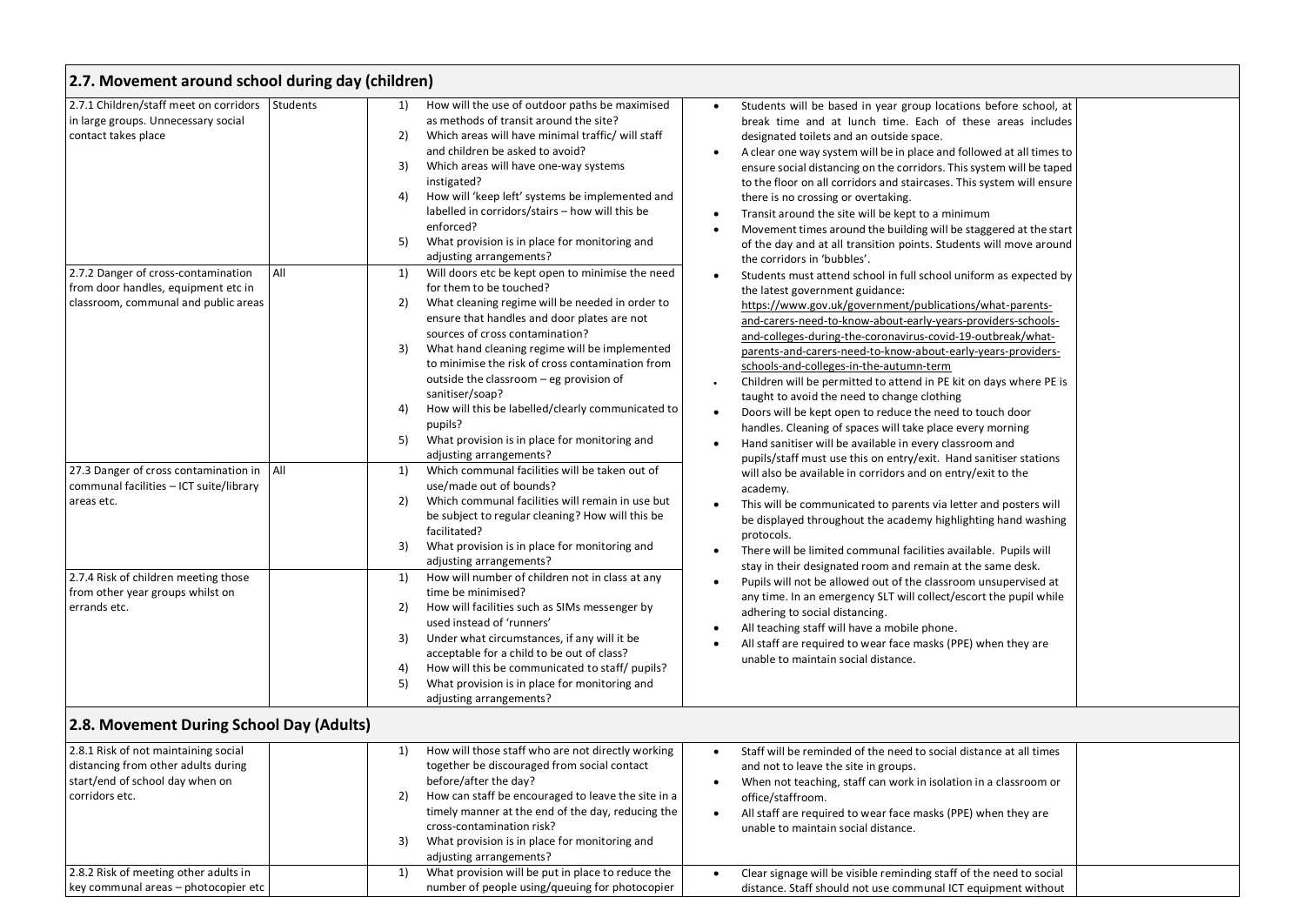## 2.7. Movement around school during day (children)

| Hazard | Who | Questions | Control measures | |
|---|---|---|---|---|
| 2.7.1 Children/staff meet on corridors in large groups. Unnecessary social contact takes place | Students | 1) How will the use of outdoor paths be maximised as methods of transit around the site?<br>2) Which areas will have minimal traffic/ will staff and children be asked to avoid?<br>3) Which areas will have one-way systems instigated?<br>4) How will 'keep left' systems be implemented and labelled in corridors/stairs – how will this be enforced?<br>5) What provision is in place for monitoring and adjusting arrangements? | • Students will be based in year group locations before school, at break time and at lunch time. Each of these areas includes designated toilets and an outside space.<br>• A clear one way system will be in place and followed at all times to ensure social distancing on the corridors. This system will be taped to the floor on all corridors and staircases. This system will ensure there is no crossing or overtaking.<br>• Transit around the site will be kept to a minimum<br>• Movement times around the building will be staggered at the start of the day and at all transition points. Students will move around the corridors in 'bubbles'.<br>• Students must attend school in full school uniform as expected by the latest government guidance: https://www.gov.uk/government/publications/what-parents-and-carers-need-to-know-about-early-years-providers-schools-and-colleges-during-the-coronavirus-covid-19-outbreak/what-parents-and-carers-need-to-know-about-early-years-providers-schools-and-colleges-in-the-autumn-term<br>• Children will be permitted to attend in PE kit on days where PE is taught to avoid the need to change clothing<br>• Doors will be kept open to reduce the need to touch door handles. Cleaning of spaces will take place every morning<br>• Hand sanitiser will be available in every classroom and pupils/staff must use this on entry/exit. Hand sanitiser stations will also be available in corridors and on entry/exit to the academy.<br>• This will be communicated to parents via letter and posters will be displayed throughout the academy highlighting hand washing protocols.<br>• There will be limited communal facilities available. Pupils will stay in their designated room and remain at the same desk.<br>• Pupils will not be allowed out of the classroom unsupervised at any time. In an emergency SLT will collect/escort the pupil while adhering to social distancing.<br>• All teaching staff will have a mobile phone.<br>• All staff are required to wear face masks (PPE) when they are unable to maintain social distance. | |
| 2.7.2 Danger of cross-contamination from door handles, equipment etc in classroom, communal and public areas | All | 1) Will doors etc be kept open to minimise the need for them to be touched?<br>2) What cleaning regime will be needed in order to ensure that handles and door plates are not sources of cross contamination?<br>3) What hand cleaning regime will be implemented to minimise the risk of cross contamination from outside the classroom – eg provision of sanitiser/soap?<br>4) How will this be labelled/clearly communicated to pupils?<br>5) What provision is in place for monitoring and adjusting arrangements? | | |
| 27.3 Danger of cross contamination in communal facilities – ICT suite/library areas etc. | All | 1) Which communal facilities will be taken out of use/made out of bounds?<br>2) Which communal facilities will remain in use but be subject to regular cleaning? How will this be facilitated?<br>3) What provision is in place for monitoring and adjusting arrangements? | | |
| 2.7.4 Risk of children meeting those from other year groups whilst on errands etc. | | 1) How will number of children not in class at any time be minimised?<br>2) How will facilities such as SIMs messenger by used instead of 'runners'<br>3) Under what circumstances, if any will it be acceptable for a child to be out of class?<br>4) How will this be communicated to staff/ pupils?<br>5) What provision is in place for monitoring and adjusting arrangements? | | |

## 2.8. Movement During School Day (Adults)

| Hazard | Who | Questions | Control measures | |
|---|---|---|---|---|
| 2.8.1 Risk of not maintaining social distancing from other adults during start/end of school day when on corridors etc. | | 1) How will those staff who are not directly working together be discouraged from social contact before/after the day?<br>2) How can staff be encouraged to leave the site in a timely manner at the end of the day, reducing the cross-contamination risk?<br>3) What provision is in place for monitoring and adjusting arrangements? | • Staff will be reminded of the need to social distance at all times and not to leave the site in groups.<br>• When not teaching, staff can work in isolation in a classroom or office/staffroom.<br>• All staff are required to wear face masks (PPE) when they are unable to maintain social distance. | |
| 2.8.2 Risk of meeting other adults in key communal areas – photocopier etc | | 1) What provision will be put in place to reduce the number of people using/queuing for photocopier | • Clear signage will be visible reminding staff of the need to social distance. Staff should not use communal ICT equipment without | |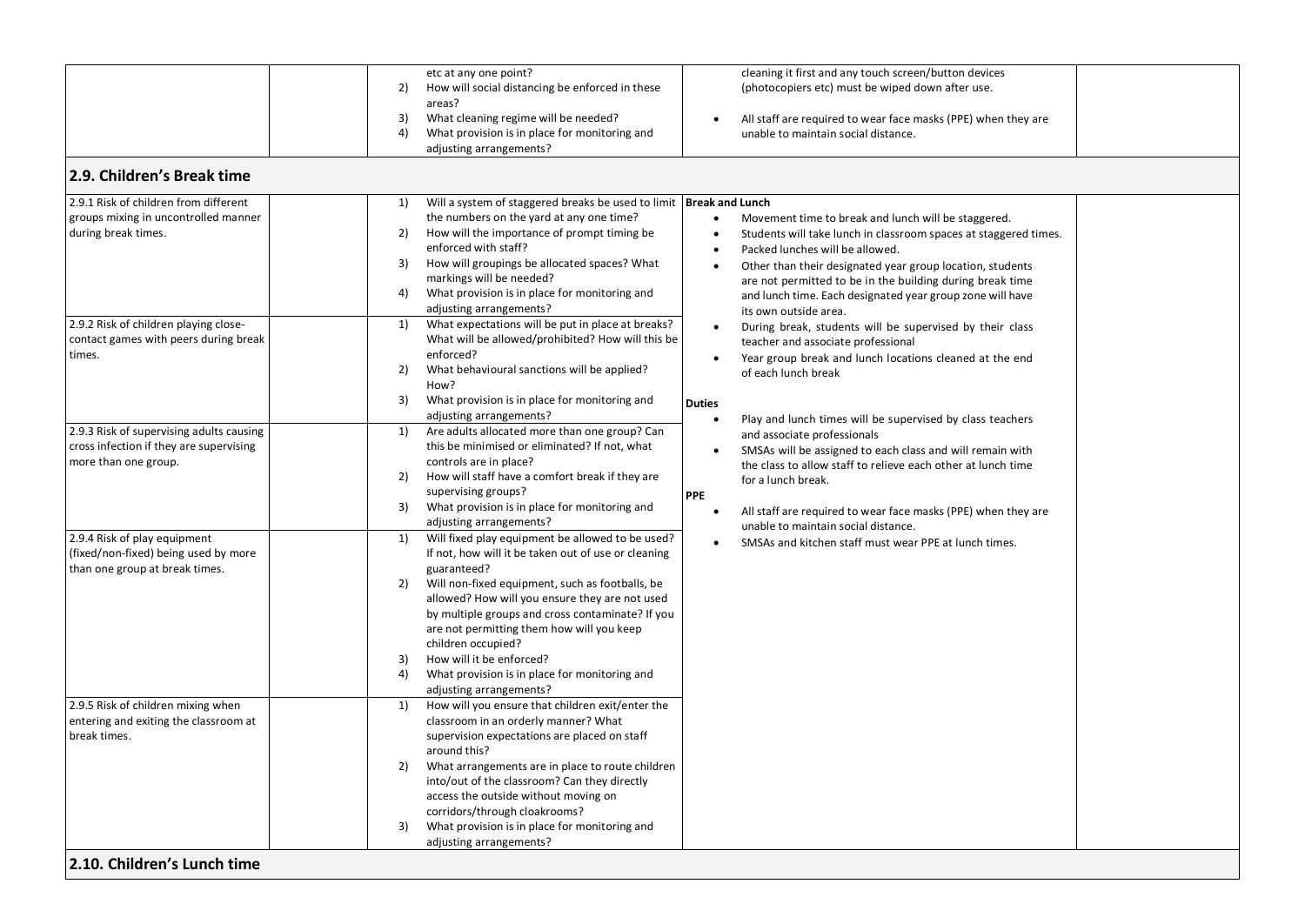| | | | | |
|---|---|---|---|---|
| | | etc at any one point?<br>2) How will social distancing be enforced in these areas?<br>3) What cleaning regime will be needed?<br>4) What provision is in place for monitoring and adjusting arrangements? | cleaning it first and any touch screen/button devices (photocopiers etc) must be wiped down after use.<br><br>• All staff are required to wear face masks (PPE) when they are unable to maintain social distance. | |

## 2.9. Children's Break time

| | | | | |
|---|---|---|---|---|
| 2.9.1 Risk of children from different groups mixing in uncontrolled manner during break times. | | 1) Will a system of staggered breaks be used to limit the numbers on the yard at any one time?<br>2) How will the importance of prompt timing be enforced with staff?<br>3) How will groupings be allocated spaces? What markings will be needed?<br>4) What provision is in place for monitoring and adjusting arrangements? | **Break and Lunch**<br>• Movement time to break and lunch will be staggered.<br>• Students will take lunch in classroom spaces at staggered times.<br>• Packed lunches will be allowed.<br>• Other than their designated year group location, students are not permitted to be in the building during break time and lunch time. Each designated year group zone will have its own outside area.<br>• During break, students will be supervised by their class teacher and associate professional<br>• Year group break and lunch locations cleaned at the end of each lunch break<br><br>**Duties**<br>• Play and lunch times will be supervised by class teachers and associate professionals<br>• SMSAs will be assigned to each class and will remain with the class to allow staff to relieve each other at lunch time for a lunch break.<br><br>**PPE**<br>• All staff are required to wear face masks (PPE) when they are unable to maintain social distance.<br>• SMSAs and kitchen staff must wear PPE at lunch times. | |
| 2.9.2 Risk of children playing close-contact games with peers during break times. | | 1) What expectations will be put in place at breaks? What will be allowed/prohibited? How will this be enforced?<br>2) What behavioural sanctions will be applied? How?<br>3) What provision is in place for monitoring and adjusting arrangements? | | |
| 2.9.3 Risk of supervising adults causing cross infection if they are supervising more than one group. | | 1) Are adults allocated more than one group? Can this be minimised or eliminated? If not, what controls are in place?<br>2) How will staff have a comfort break if they are supervising groups?<br>3) What provision is in place for monitoring and adjusting arrangements? | | |
| 2.9.4 Risk of play equipment (fixed/non-fixed) being used by more than one group at break times. | | 1) Will fixed play equipment be allowed to be used? If not, how will it be taken out of use or cleaning guaranteed?<br>2) Will non-fixed equipment, such as footballs, be allowed? How will you ensure they are not used by multiple groups and cross contaminate? If you are not permitting them how will you keep children occupied?<br>3) How will it be enforced?<br>4) What provision is in place for monitoring and adjusting arrangements? | | |
| 2.9.5 Risk of children mixing when entering and exiting the classroom at break times. | | 1) How will you ensure that children exit/enter the classroom in an orderly manner? What supervision expectations are placed on staff around this?<br>2) What arrangements are in place to route children into/out of the classroom? Can they directly access the outside without moving on corridors/through cloakrooms?<br>3) What provision is in place for monitoring and adjusting arrangements? | | |

## 2.10. Children's Lunch time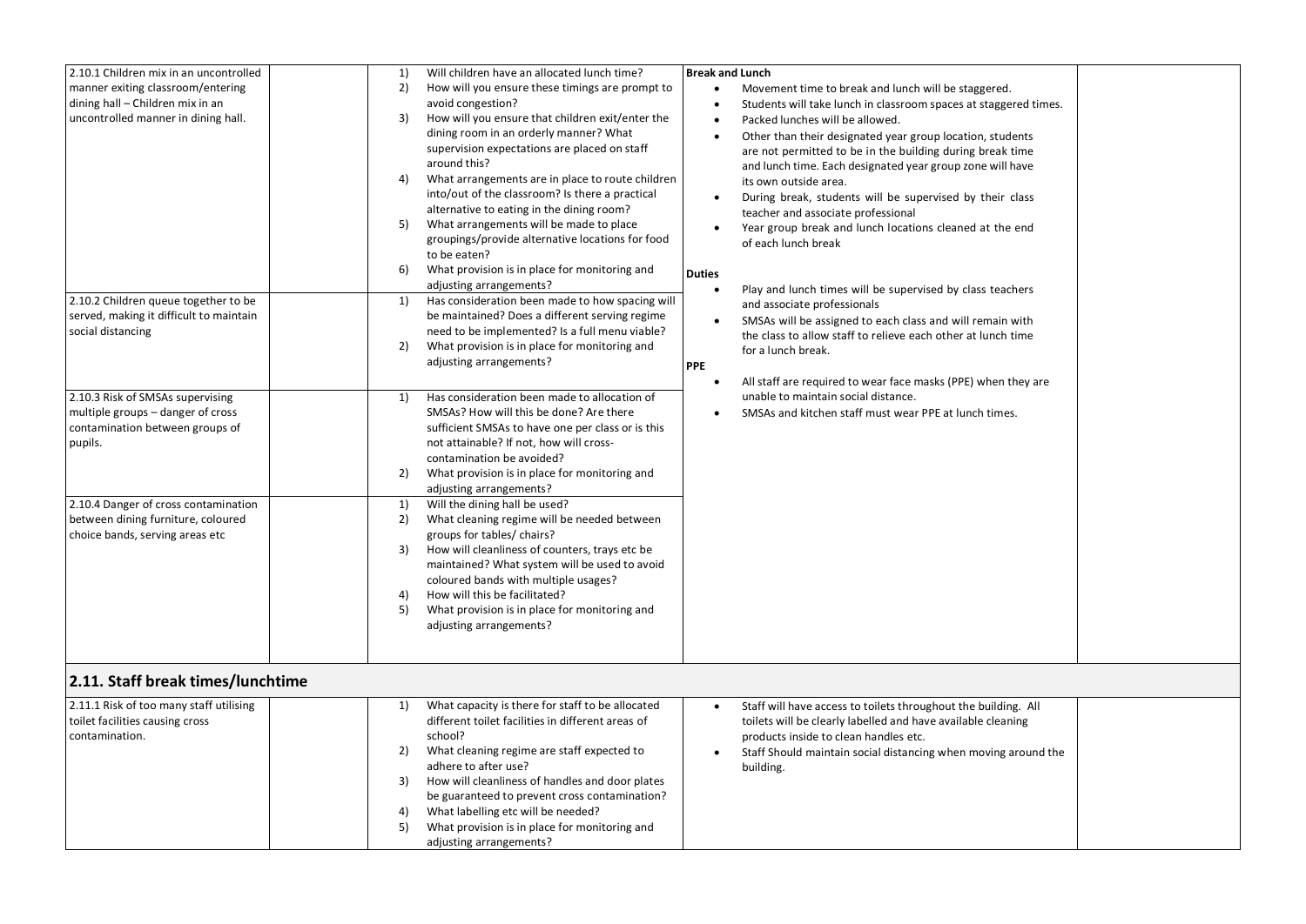| | | | | |
|---|---|---|---|---|
| 2.10.1 Children mix in an uncontrolled manner exiting classroom/entering dining hall – Children mix in an uncontrolled manner in dining hall. | | 1) Will children have an allocated lunch time?<br>2) How will you ensure these timings are prompt to avoid congestion?<br>3) How will you ensure that children exit/enter the dining room in an orderly manner? What supervision expectations are placed on staff around this?<br>4) What arrangements are in place to route children into/out of the classroom? Is there a practical alternative to eating in the dining room?<br>5) What arrangements will be made to place groupings/provide alternative locations for food to be eaten?<br>6) What provision is in place for monitoring and adjusting arrangements? | **Break and Lunch**<br>• Movement time to break and lunch will be staggered.<br>• Students will take lunch in classroom spaces at staggered times.<br>• Packed lunches will be allowed.<br>• Other than their designated year group location, students are not permitted to be in the building during break time and lunch time. Each designated year group zone will have its own outside area.<br>• During break, students will be supervised by their class teacher and associate professional<br>• Year group break and lunch locations cleaned at the end of each lunch break<br><br>**Duties**<br>• Play and lunch times will be supervised by class teachers and associate professionals<br>• SMSAs will be assigned to each class and will remain with the class to allow staff to relieve each other at lunch time for a lunch break.<br><br>**PPE**<br>• All staff are required to wear face masks (PPE) when they are unable to maintain social distance.<br>• SMSAs and kitchen staff must wear PPE at lunch times. | |
| 2.10.2 Children queue together to be served, making it difficult to maintain social distancing | | 1) Has consideration been made to how spacing will be maintained? Does a different serving regime need to be implemented? Is a full menu viable?<br>2) What provision is in place for monitoring and adjusting arrangements? | | |
| 2.10.3 Risk of SMSAs supervising multiple groups – danger of cross contamination between groups of pupils. | | 1) Has consideration been made to allocation of SMSAs? How will this be done? Are there sufficient SMSAs to have one per class or is this not attainable? If not, how will cross-contamination be avoided?<br>2) What provision is in place for monitoring and adjusting arrangements? | | |
| 2.10.4 Danger of cross contamination between dining furniture, coloured choice bands, serving areas etc | | 1) Will the dining hall be used?<br>2) What cleaning regime will be needed between groups for tables/ chairs?<br>3) How will cleanliness of counters, trays etc be maintained? What system will be used to avoid coloured bands with multiple usages?<br>4) How will this be facilitated?<br>5) What provision is in place for monitoring and adjusting arrangements? | | |

## 2.11. Staff break times/lunchtime

| | | | | |
|---|---|---|---|---|
| 2.11.1 Risk of too many staff utilising toilet facilities causing cross contamination. | | 1) What capacity is there for staff to be allocated different toilet facilities in different areas of school?<br>2) What cleaning regime are staff expected to adhere to after use?<br>3) How will cleanliness of handles and door plates be guaranteed to prevent cross contamination?<br>4) What labelling etc will be needed?<br>5) What provision is in place for monitoring and adjusting arrangements? | • Staff will have access to toilets throughout the building. All toilets will be clearly labelled and have available cleaning products inside to clean handles etc.<br>• Staff Should maintain social distancing when moving around the building. | |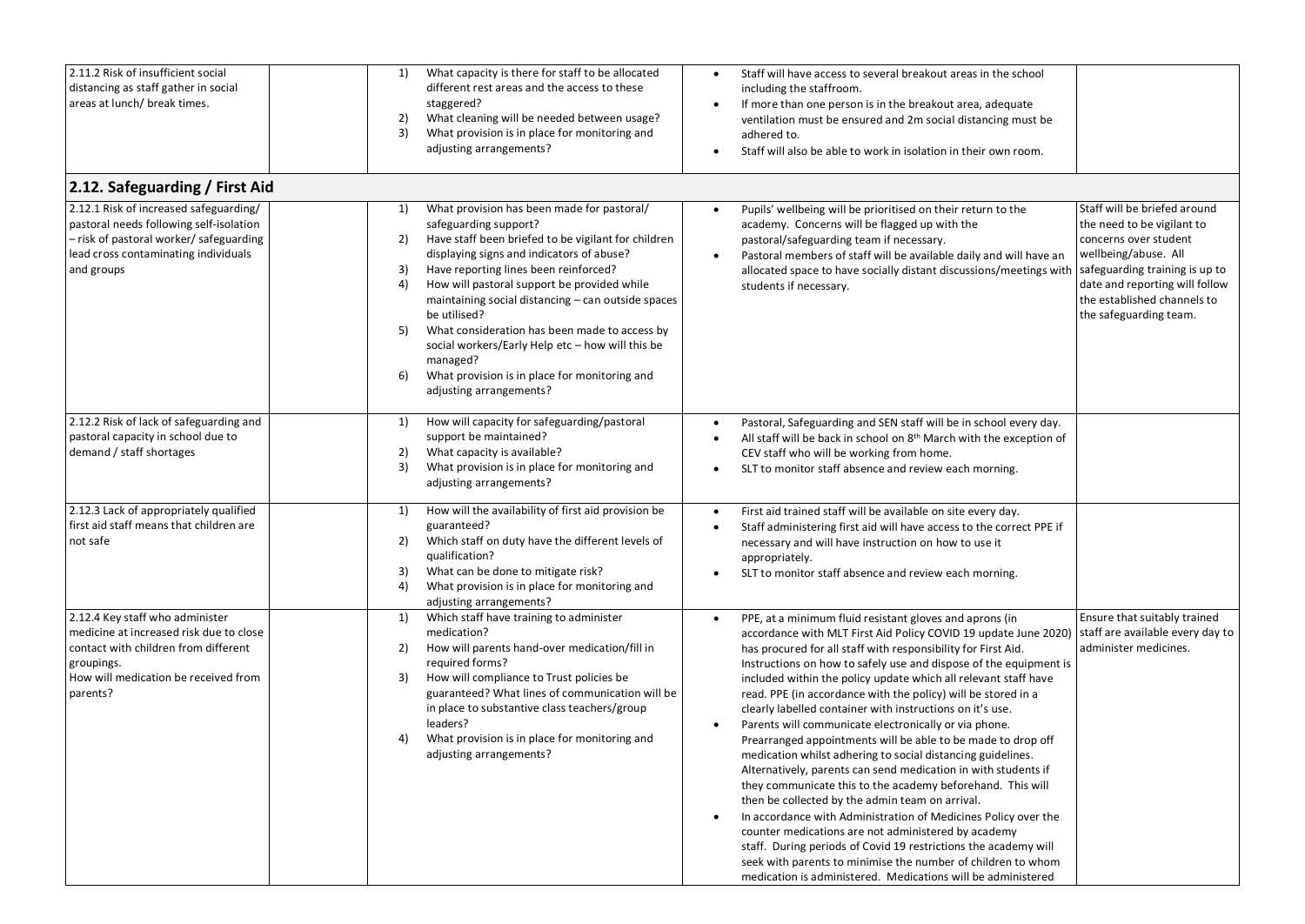| | | | | |
|---|---|---|---|---|
| 2.11.2 Risk of insufficient social distancing as staff gather in social areas at lunch/ break times. | | 1) What capacity is there for staff to be allocated different rest areas and the access to these staggered?<br>2) What cleaning will be needed between usage?<br>3) What provision is in place for monitoring and adjusting arrangements? | • Staff will have access to several breakout areas in the school including the staffroom.<br>• If more than one person is in the breakout area, adequate ventilation must be ensured and 2m social distancing must be adhered to.<br>• Staff will also be able to work in isolation in their own room. | |
| **2.12. Safeguarding / First Aid** | | | | |
| 2.12.1 Risk of increased safeguarding/ pastoral needs following self-isolation – risk of pastoral worker/ safeguarding lead cross contaminating individuals and groups | | 1) What provision has been made for pastoral/ safeguarding support?<br>2) Have staff been briefed to be vigilant for children displaying signs and indicators of abuse?<br>3) Have reporting lines been reinforced?<br>4) How will pastoral support be provided while maintaining social distancing – can outside spaces be utilised?<br>5) What consideration has been made to access by social workers/Early Help etc – how will this be managed?<br>6) What provision is in place for monitoring and adjusting arrangements? | • Pupils' wellbeing will be prioritised on their return to the academy. Concerns will be flagged up with the pastoral/safeguarding team if necessary.<br>• Pastoral members of staff will be available daily and will have an allocated space to have socially distant discussions/meetings with students if necessary. | Staff will be briefed around the need to be vigilant to concerns over student wellbeing/abuse. All safeguarding training is up to date and reporting will follow the established channels to the safeguarding team. |
| 2.12.2 Risk of lack of safeguarding and pastoral capacity in school due to demand / staff shortages | | 1) How will capacity for safeguarding/pastoral support be maintained?<br>2) What capacity is available?<br>3) What provision is in place for monitoring and adjusting arrangements? | • Pastoral, Safeguarding and SEN staff will be in school every day.<br>• All staff will be back in school on 8th March with the exception of CEV staff who will be working from home.<br>• SLT to monitor staff absence and review each morning. | |
| 2.12.3 Lack of appropriately qualified first aid staff means that children are not safe | | 1) How will the availability of first aid provision be guaranteed?<br>2) Which staff on duty have the different levels of qualification?<br>3) What can be done to mitigate risk?<br>4) What provision is in place for monitoring and adjusting arrangements? | • First aid trained staff will be available on site every day.<br>• Staff administering first aid will have access to the correct PPE if necessary and will have instruction on how to use it appropriately.<br>• SLT to monitor staff absence and review each morning. | |
| 2.12.4 Key staff who administer medicine at increased risk due to close contact with children from different groupings.<br>How will medication be received from parents? | | 1) Which staff have training to administer medication?<br>2) How will parents hand-over medication/fill in required forms?<br>3) How will compliance to Trust policies be guaranteed? What lines of communication will be in place to substantive class teachers/group leaders?<br>4) What provision is in place for monitoring and adjusting arrangements? | • PPE, at a minimum fluid resistant gloves and aprons (in accordance with MLT First Aid Policy COVID 19 update June 2020) has procured for all staff with responsibility for First Aid. Instructions on how to safely use and dispose of the equipment is included within the policy update which all relevant staff have read. PPE (in accordance with the policy) will be stored in a clearly labelled container with instructions on it's use.<br>• Parents will communicate electronically or via phone. Prearranged appointments will be able to be made to drop off medication whilst adhering to social distancing guidelines. Alternatively, parents can send medication in with students if they communicate this to the academy beforehand. This will then be collected by the admin team on arrival.<br>• In accordance with Administration of Medicines Policy over the counter medications are not administered by academy staff. During periods of Covid 19 restrictions the academy will seek with parents to minimise the number of children to whom medication is administered. Medications will be administered | Ensure that suitably trained staff are available every day to administer medicines. |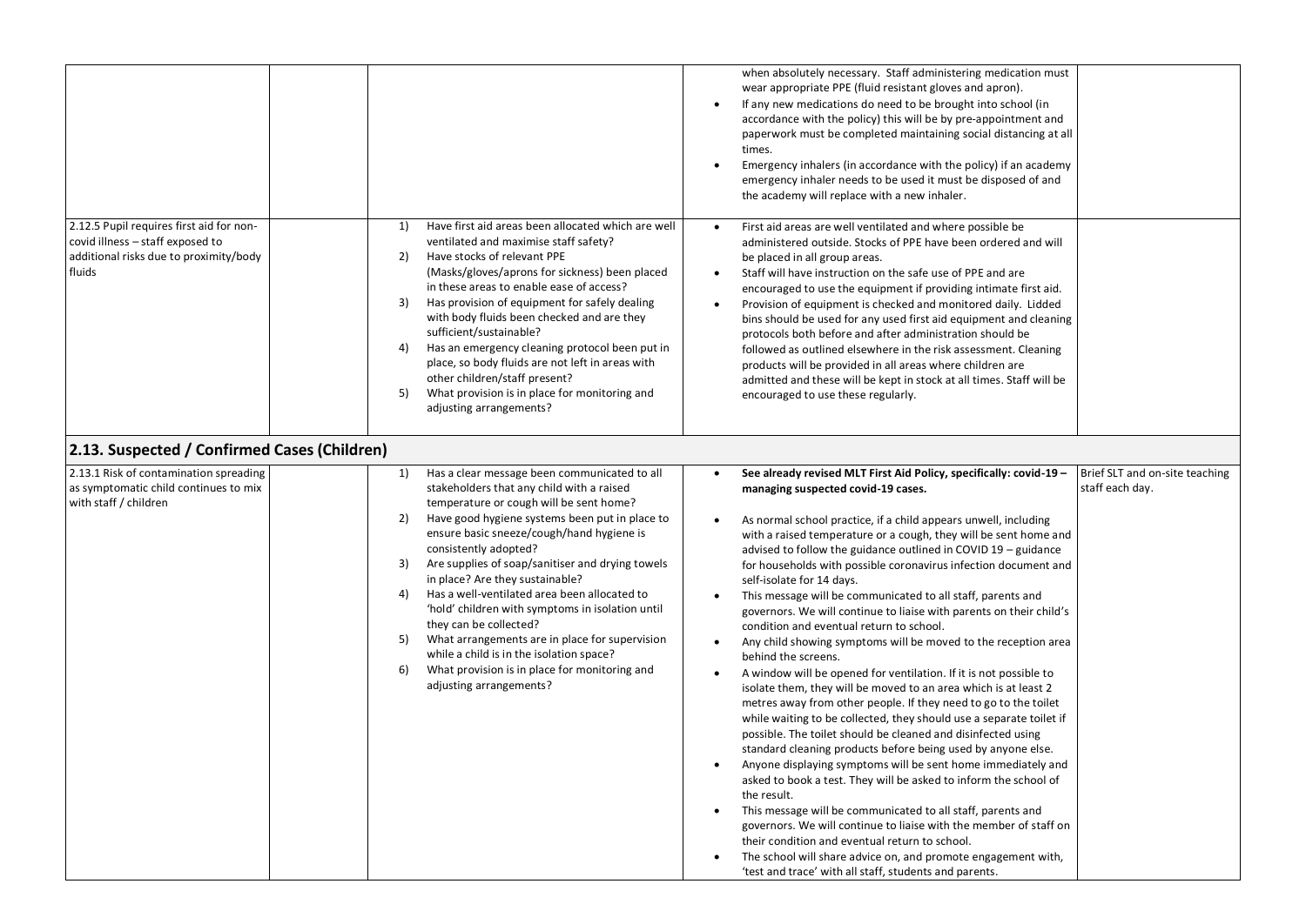| | | | | |
|---|---|---|---|---|
| | | | • when absolutely necessary. Staff administering medication must wear appropriate PPE (fluid resistant gloves and apron).<br>• If any new medications do need to be brought into school (in accordance with the policy) this will be by pre-appointment and paperwork must be completed maintaining social distancing at all times.<br>• Emergency inhalers (in accordance with the policy) if an academy emergency inhaler needs to be used it must be disposed of and the academy will replace with a new inhaler. | |
| 2.12.5 Pupil requires first aid for non-covid illness – staff exposed to additional risks due to proximity/body fluids | | 1) Have first aid areas been allocated which are well ventilated and maximise staff safety?<br>2) Have stocks of relevant PPE (Masks/gloves/aprons for sickness) been placed in these areas to enable ease of access?<br>3) Has provision of equipment for safely dealing with body fluids been checked and are they sufficient/sustainable?<br>4) Has an emergency cleaning protocol been put in place, so body fluids are not left in areas with other children/staff present?<br>5) What provision is in place for monitoring and adjusting arrangements? | • First aid areas are well ventilated and where possible be administered outside. Stocks of PPE have been ordered and will be placed in all group areas.<br>• Staff will have instruction on the safe use of PPE and are encouraged to use the equipment if providing intimate first aid.<br>• Provision of equipment is checked and monitored daily. Lidded bins should be used for any used first aid equipment and cleaning protocols both before and after administration should be followed as outlined elsewhere in the risk assessment. Cleaning products will be provided in all areas where children are admitted and these will be kept in stock at all times. Staff will be encouraged to use these regularly. | |
| **2.13. Suspected / Confirmed Cases (Children)** | | | | |
| 2.13.1 Risk of contamination spreading as symptomatic child continues to mix with staff / children | | 1) Has a clear message been communicated to all stakeholders that any child with a raised temperature or cough will be sent home?<br>2) Have good hygiene systems been put in place to ensure basic sneeze/cough/hand hygiene is consistently adopted?<br>3) Are supplies of soap/sanitiser and drying towels in place? Are they sustainable?<br>4) Has a well-ventilated area been allocated to 'hold' children with symptoms in isolation until they can be collected?<br>5) What arrangements are in place for supervision while a child is in the isolation space?<br>6) What provision is in place for monitoring and adjusting arrangements? | • **See already revised MLT First Aid Policy, specifically: covid-19 – managing suspected covid-19 cases.**<br>• As normal school practice, if a child appears unwell, including with a raised temperature or a cough, they will be sent home and advised to follow the guidance outlined in COVID 19 – guidance for households with possible coronavirus infection document and self-isolate for 14 days.<br>• This message will be communicated to all staff, parents and governors. We will continue to liaise with parents on their child's condition and eventual return to school.<br>• Any child showing symptoms will be moved to the reception area behind the screens.<br>• A window will be opened for ventilation. If it is not possible to isolate them, they will be moved to an area which is at least 2 metres away from other people. If they need to go to the toilet while waiting to be collected, they should use a separate toilet if possible. The toilet should be cleaned and disinfected using standard cleaning products before being used by anyone else.<br>• Anyone displaying symptoms will be sent home immediately and asked to book a test. They will be asked to inform the school of the result.<br>• This message will be communicated to all staff, parents and governors. We will continue to liaise with the member of staff on their condition and eventual return to school.<br>• The school will share advice on, and promote engagement with, 'test and trace' with all staff, students and parents. | Brief SLT and on-site teaching staff each day. |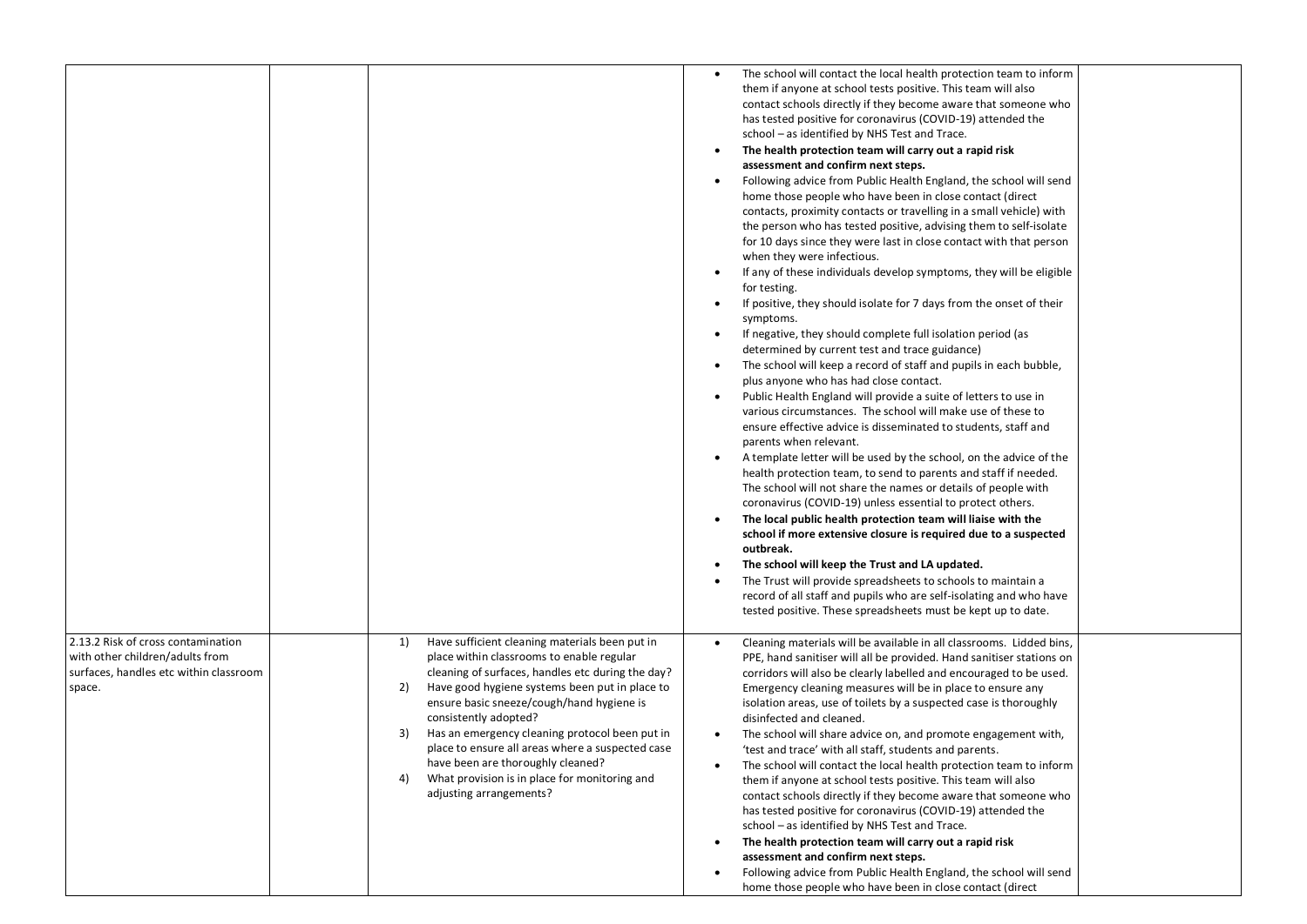| | | | | |
|---|---|---|---|---|
| | | | • The school will contact the local health protection team to inform them if anyone at school tests positive. This team will also contact schools directly if they become aware that someone who has tested positive for coronavirus (COVID-19) attended the school – as identified by NHS Test and Trace.<br>• **The health protection team will carry out a rapid risk assessment and confirm next steps.**<br>• Following advice from Public Health England, the school will send home those people who have been in close contact (direct contacts, proximity contacts or travelling in a small vehicle) with the person who has tested positive, advising them to self-isolate for 10 days since they were last in close contact with that person when they were infectious.<br>• If any of these individuals develop symptoms, they will be eligible for testing.<br>• If positive, they should isolate for 7 days from the onset of their symptoms.<br>• If negative, they should complete full isolation period (as determined by current test and trace guidance)<br>• The school will keep a record of staff and pupils in each bubble, plus anyone who has had close contact.<br>• Public Health England will provide a suite of letters to use in various circumstances. The school will make use of these to ensure effective advice is disseminated to students, staff and parents when relevant.<br>• A template letter will be used by the school, on the advice of the health protection team, to send to parents and staff if needed. The school will not share the names or details of people with coronavirus (COVID-19) unless essential to protect others.<br>• **The local public health protection team will liaise with the school if more extensive closure is required due to a suspected outbreak.**<br>• **The school will keep the Trust and LA updated.**<br>• The Trust will provide spreadsheets to schools to maintain a record of all staff and pupils who are self-isolating and who have tested positive. These spreadsheets must be kept up to date. | |
| 2.13.2 Risk of cross contamination with other children/adults from surfaces, handles etc within classroom space. | | 1) Have sufficient cleaning materials been put in place within classrooms to enable regular cleaning of surfaces, handles etc during the day?<br>2) Have good hygiene systems been put in place to ensure basic sneeze/cough/hand hygiene is consistently adopted?<br>3) Has an emergency cleaning protocol been put in place to ensure all areas where a suspected case have been are thoroughly cleaned?<br>4) What provision is in place for monitoring and adjusting arrangements? | • Cleaning materials will be available in all classrooms. Lidded bins, PPE, hand sanitiser will all be provided. Hand sanitiser stations on corridors will also be clearly labelled and encouraged to be used. Emergency cleaning measures will be in place to ensure any isolation areas, use of toilets by a suspected case is thoroughly disinfected and cleaned.<br>• The school will share advice on, and promote engagement with, 'test and trace' with all staff, students and parents.<br>• The school will contact the local health protection team to inform them if anyone at school tests positive. This team will also contact schools directly if they become aware that someone who has tested positive for coronavirus (COVID-19) attended the school – as identified by NHS Test and Trace.<br>• **The health protection team will carry out a rapid risk assessment and confirm next steps.**<br>• Following advice from Public Health England, the school will send home those people who have been in close contact (direct | |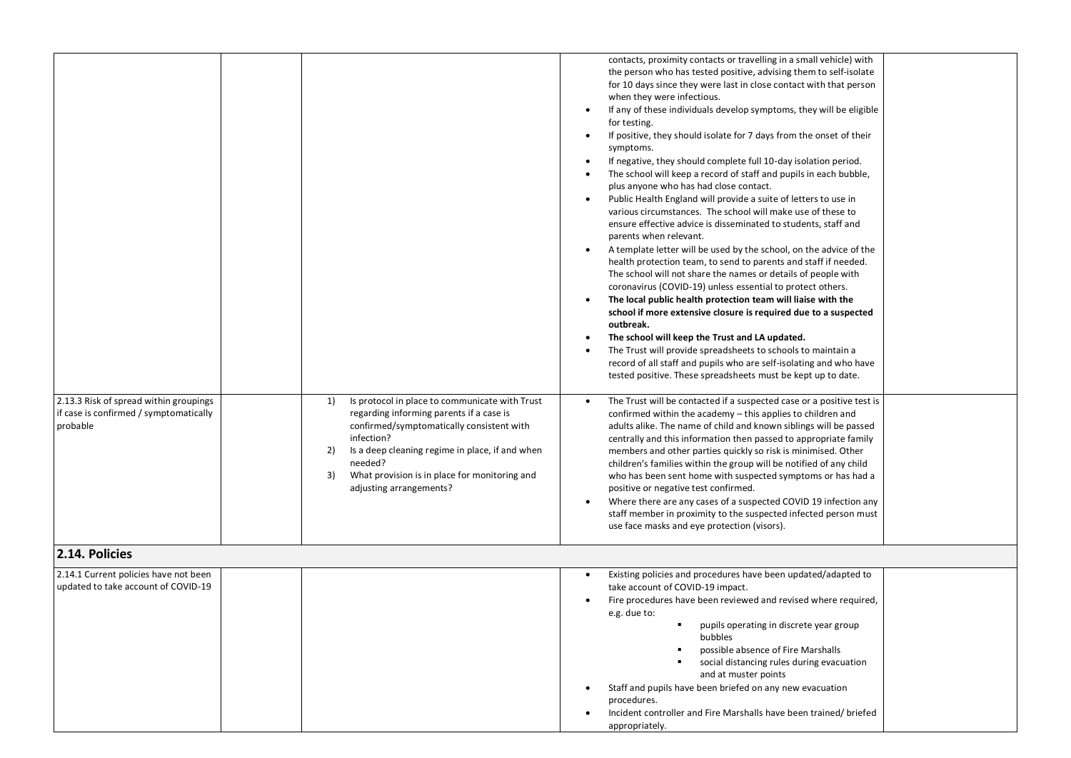| | | | | |
|---|---|---|---|---|
| | | | contacts, proximity contacts or travelling in a small vehicle) with the person who has tested positive, advising them to self-isolate for 10 days since they were last in close contact with that person when they were infectious.<br>• If any of these individuals develop symptoms, they will be eligible for testing.<br>• If positive, they should isolate for 7 days from the onset of their symptoms.<br>• If negative, they should complete full 10-day isolation period.<br>• The school will keep a record of staff and pupils in each bubble, plus anyone who has had close contact.<br>• Public Health England will provide a suite of letters to use in various circumstances. The school will make use of these to ensure effective advice is disseminated to students, staff and parents when relevant.<br>• A template letter will be used by the school, on the advice of the health protection team, to send to parents and staff if needed. The school will not share the names or details of people with coronavirus (COVID-19) unless essential to protect others.<br>• **The local public health protection team will liaise with the school if more extensive closure is required due to a suspected outbreak.**<br>• **The school will keep the Trust and LA updated.**<br>• The Trust will provide spreadsheets to schools to maintain a record of all staff and pupils who are self-isolating and who have tested positive. These spreadsheets must be kept up to date. | |
| 2.13.3 Risk of spread within groupings if case is confirmed / symptomatically probable | | 1) Is protocol in place to communicate with Trust regarding informing parents if a case is confirmed/symptomatically consistent with infection?<br>2) Is a deep cleaning regime in place, if and when needed?<br>3) What provision is in place for monitoring and adjusting arrangements? | • The Trust will be contacted if a suspected case or a positive test is confirmed within the academy – this applies to children and adults alike. The name of child and known siblings will be passed centrally and this information then passed to appropriate family members and other parties quickly so risk is minimised. Other children's families within the group will be notified of any child who has been sent home with suspected symptoms or has had a positive or negative test confirmed.<br>• Where there are any cases of a suspected COVID 19 infection any staff member in proximity to the suspected infected person must use face masks and eye protection (visors). | |
| **2.14. Policies** | | | | |
| 2.14.1 Current policies have not been updated to take account of COVID-19 | | | • Existing policies and procedures have been updated/adapted to take account of COVID-19 impact.<br>• Fire procedures have been reviewed and revised where required, e.g. due to:<br>  ▪ pupils operating in discrete year group bubbles<br>  ▪ possible absence of Fire Marshalls<br>  ▪ social distancing rules during evacuation and at muster points<br>• Staff and pupils have been briefed on any new evacuation procedures.<br>• Incident controller and Fire Marshalls have been trained/ briefed appropriately. | |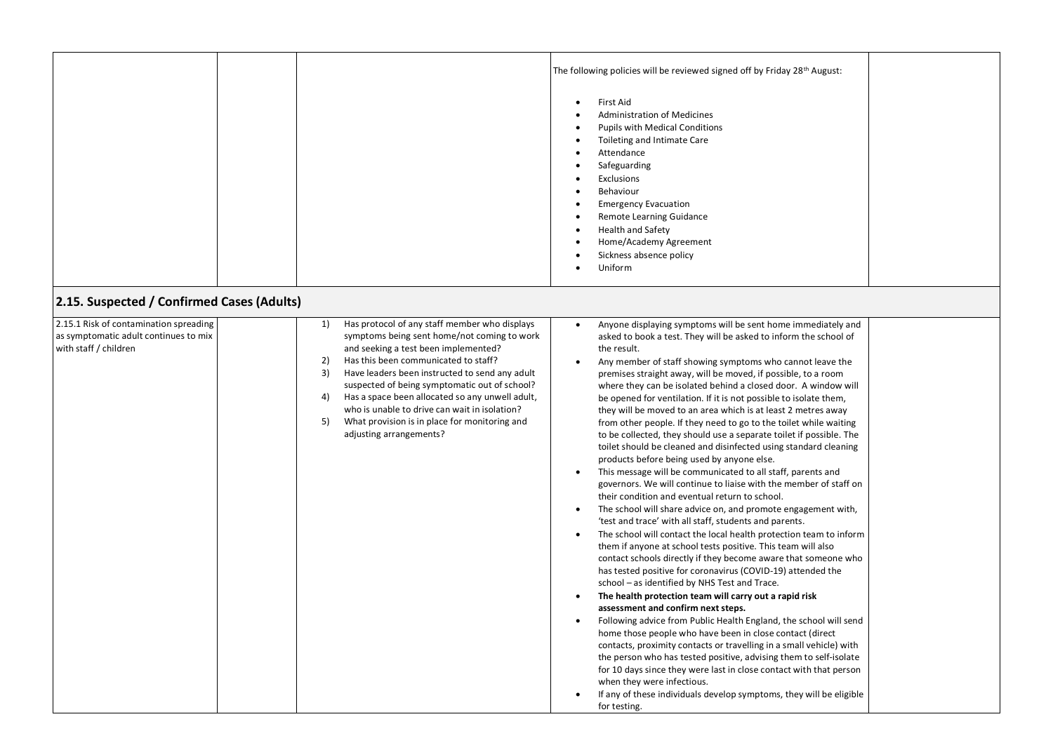| | | | | |
|---|---|---|---|---|
| | | | The following policies will be reviewed signed off by Friday 28th August:<br><br>• First Aid<br>• Administration of Medicines<br>• Pupils with Medical Conditions<br>• Toileting and Intimate Care<br>• Attendance<br>• Safeguarding<br>• Exclusions<br>• Behaviour<br>• Emergency Evacuation<br>• Remote Learning Guidance<br>• Health and Safety<br>• Home/Academy Agreement<br>• Sickness absence policy<br>• Uniform | |

## 2.15. Suspected / Confirmed Cases (Adults)

| | | | | |
|---|---|---|---|---|
| 2.15.1 Risk of contamination spreading as symptomatic adult continues to mix with staff / children | | 1) Has protocol of any staff member who displays symptoms being sent home/not coming to work and seeking a test been implemented?<br>2) Has this been communicated to staff?<br>3) Have leaders been instructed to send any adult suspected of being symptomatic out of school?<br>4) Has a space been allocated so any unwell adult, who is unable to drive can wait in isolation?<br>5) What provision is in place for monitoring and adjusting arrangements? | • Anyone displaying symptoms will be sent home immediately and asked to book a test. They will be asked to inform the school of the result.<br>• Any member of staff showing symptoms who cannot leave the premises straight away, will be moved, if possible, to a room where they can be isolated behind a closed door. A window will be opened for ventilation. If it is not possible to isolate them, they will be moved to an area which is at least 2 metres away from other people. If they need to go to the toilet while waiting to be collected, they should use a separate toilet if possible. The toilet should be cleaned and disinfected using standard cleaning products before being used by anyone else.<br>• This message will be communicated to all staff, parents and governors. We will continue to liaise with the member of staff on their condition and eventual return to school.<br>• The school will share advice on, and promote engagement with, 'test and trace' with all staff, students and parents.<br>• The school will contact the local health protection team to inform them if anyone at school tests positive. This team will also contact schools directly if they become aware that someone who has tested positive for coronavirus (COVID-19) attended the school – as identified by NHS Test and Trace.<br>• **The health protection team will carry out a rapid risk assessment and confirm next steps.**<br>• Following advice from Public Health England, the school will send home those people who have been in close contact (direct contacts, proximity contacts or travelling in a small vehicle) with the person who has tested positive, advising them to self-isolate for 10 days since they were last in close contact with that person when they were infectious.<br>• If any of these individuals develop symptoms, they will be eligible for testing. | |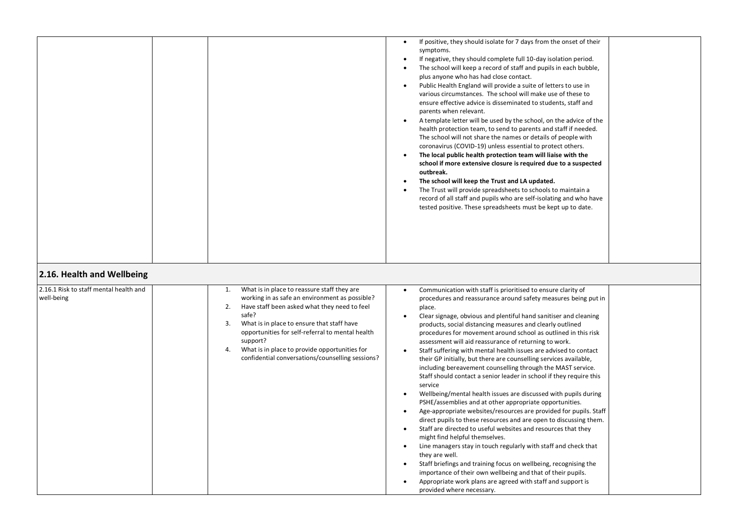| | | | | |
|---|---|---|---|---|
| | | | • If positive, they should isolate for 7 days from the onset of their symptoms.<br>• If negative, they should complete full 10-day isolation period.<br>• The school will keep a record of staff and pupils in each bubble, plus anyone who has had close contact.<br>• Public Health England will provide a suite of letters to use in various circumstances. The school will make use of these to ensure effective advice is disseminated to students, staff and parents when relevant.<br>• A template letter will be used by the school, on the advice of the health protection team, to send to parents and staff if needed. The school will not share the names or details of people with coronavirus (COVID-19) unless essential to protect others.<br>• **The local public health protection team will liaise with the school if more extensive closure is required due to a suspected outbreak.**<br>• **The school will keep the Trust and LA updated.**<br>• The Trust will provide spreadsheets to schools to maintain a record of all staff and pupils who are self-isolating and who have tested positive. These spreadsheets must be kept up to date. | |
| **2.16. Health and Wellbeing** | | | | |
| 2.16.1 Risk to staff mental health and well-being | | 1. What is in place to reassure staff they are working in as safe an environment as possible?<br>2. Have staff been asked what they need to feel safe?<br>3. What is in place to ensure that staff have opportunities for self-referral to mental health support?<br>4. What is in place to provide opportunities for confidential conversations/counselling sessions? | • Communication with staff is prioritised to ensure clarity of procedures and reassurance around safety measures being put in place.<br>• Clear signage, obvious and plentiful hand sanitiser and cleaning products, social distancing measures and clearly outlined procedures for movement around school as outlined in this risk assessment will aid reassurance of returning to work.<br>• Staff suffering with mental health issues are advised to contact their GP initially, but there are counselling services available, including bereavement counselling through the MAST service. Staff should contact a senior leader in school if they require this service<br>• Wellbeing/mental health issues are discussed with pupils during PSHE/assemblies and at other appropriate opportunities.<br>• Age-appropriate websites/resources are provided for pupils. Staff direct pupils to these resources and are open to discussing them.<br>• Staff are directed to useful websites and resources that they might find helpful themselves.<br>• Line managers stay in touch regularly with staff and check that they are well.<br>• Staff briefings and training focus on wellbeing, recognising the importance of their own wellbeing and that of their pupils.<br>• Appropriate work plans are agreed with staff and support is provided where necessary. | |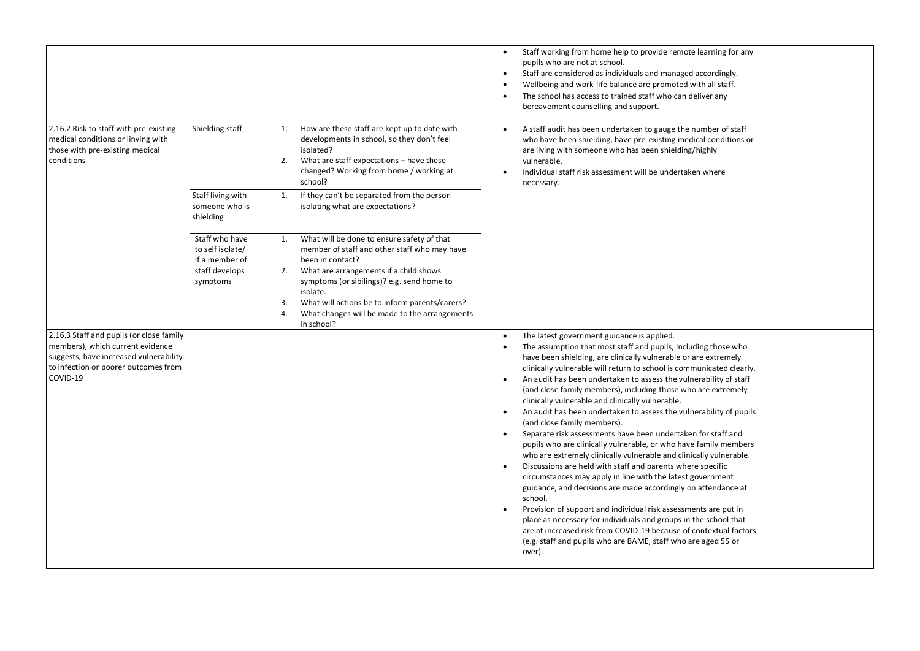| | | | | |
|---|---|---|---|---|
| | | | • Staff working from home help to provide remote learning for any pupils who are not at school.<br>• Staff are considered as individuals and managed accordingly.<br>• Wellbeing and work-life balance are promoted with all staff.<br>• The school has access to trained staff who can deliver any bereavement counselling and support. | |
| 2.16.2 Risk to staff with pre-existing medical conditions or living with those with pre-existing medical conditions | Shielding staff | 1. How are these staff are kept up to date with developments in school, so they don't feel isolated?<br>2. What are staff expectations – have these changed? Working from home / working at school? | • A staff audit has been undertaken to gauge the number of staff who have been shielding, have pre-existing medical conditions or are living with someone who has been shielding/highly vulnerable.<br>• Individual staff risk assessment will be undertaken where necessary. | |
| | Staff living with someone who is shielding | 1. If they can't be separated from the person isolating what are expectations? | | |
| | Staff who have to self isolate/ If a member of staff develops symptoms | 1. What will be done to ensure safety of that member of staff and other staff who may have been in contact?<br>2. What are arrangements if a child shows symptoms (or sibilings)? e.g. send home to isolate.<br>3. What will actions be to inform parents/carers?<br>4. What changes will be made to the arrangements in school? | | |
| 2.16.3 Staff and pupils (or close family members), which current evidence suggests, have increased vulnerability to infection or poorer outcomes from COVID-19 | | | • The latest government guidance is applied.<br>• The assumption that most staff and pupils, including those who have been shielding, are clinically vulnerable or are extremely clinically vulnerable will return to school is communicated clearly.<br>• An audit has been undertaken to assess the vulnerability of staff (and close family members), including those who are extremely clinically vulnerable and clinically vulnerable.<br>• An audit has been undertaken to assess the vulnerability of pupils (and close family members).<br>• Separate risk assessments have been undertaken for staff and pupils who are clinically vulnerable, or who have family members who are extremely clinically vulnerable and clinically vulnerable.<br>• Discussions are held with staff and parents where specific circumstances may apply in line with the latest government guidance, and decisions are made accordingly on attendance at school.<br>• Provision of support and individual risk assessments are put in place as necessary for individuals and groups in the school that are at increased risk from COVID-19 because of contextual factors (e.g. staff and pupils who are BAME, staff who are aged 55 or over). | |